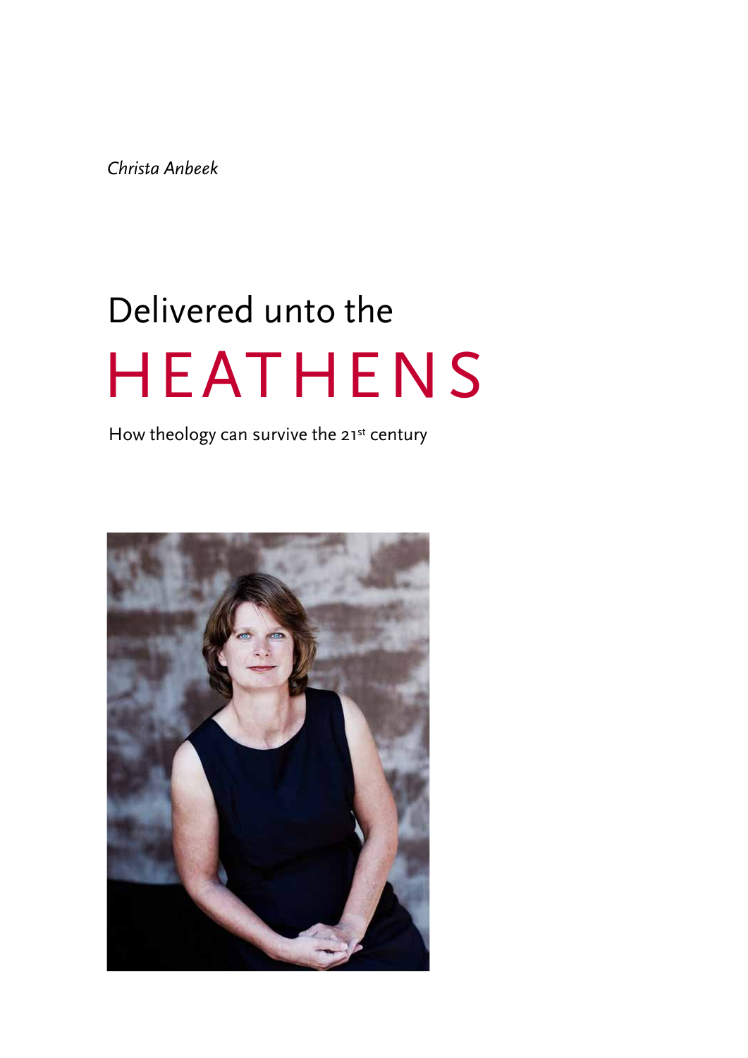*Christa Anbeek*

# Delivered unto the HEATHENS

How theology can survive the 21st century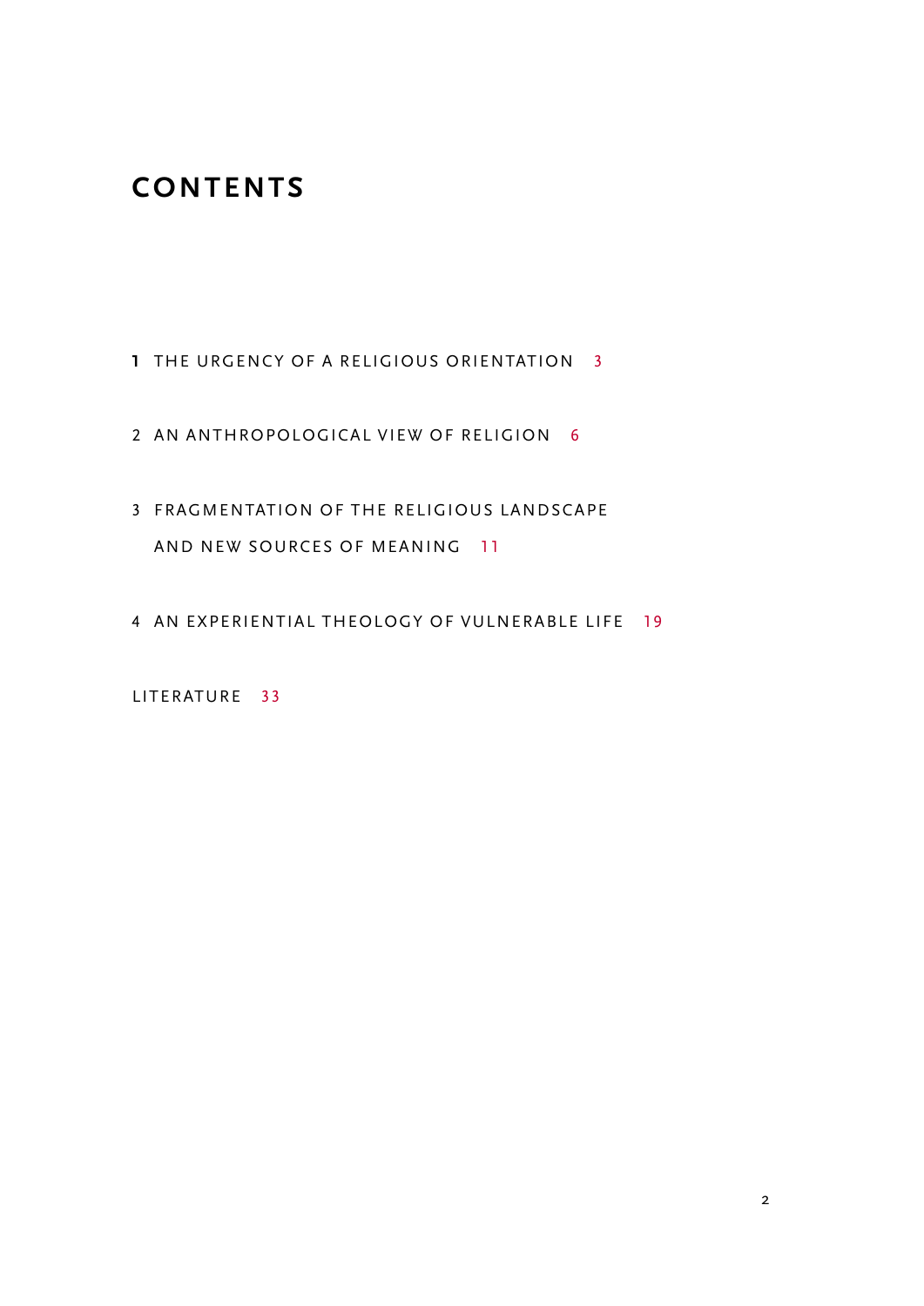# CONTENTS

1 THE URGENCY OF A RELIGIOUS ORIENTATION 3

2 AN ANTHROPOLOGICAL VIEW OF RELIGION 6

3 FRAGMENTATION OF THE RELIGIOUS LANDSCAPE AND NEW SOURCES OF MEANING 11

4 AN EXPERIENTIAL THEOLOGY OF VULNERABLE LIFE 19

LITERATURE 33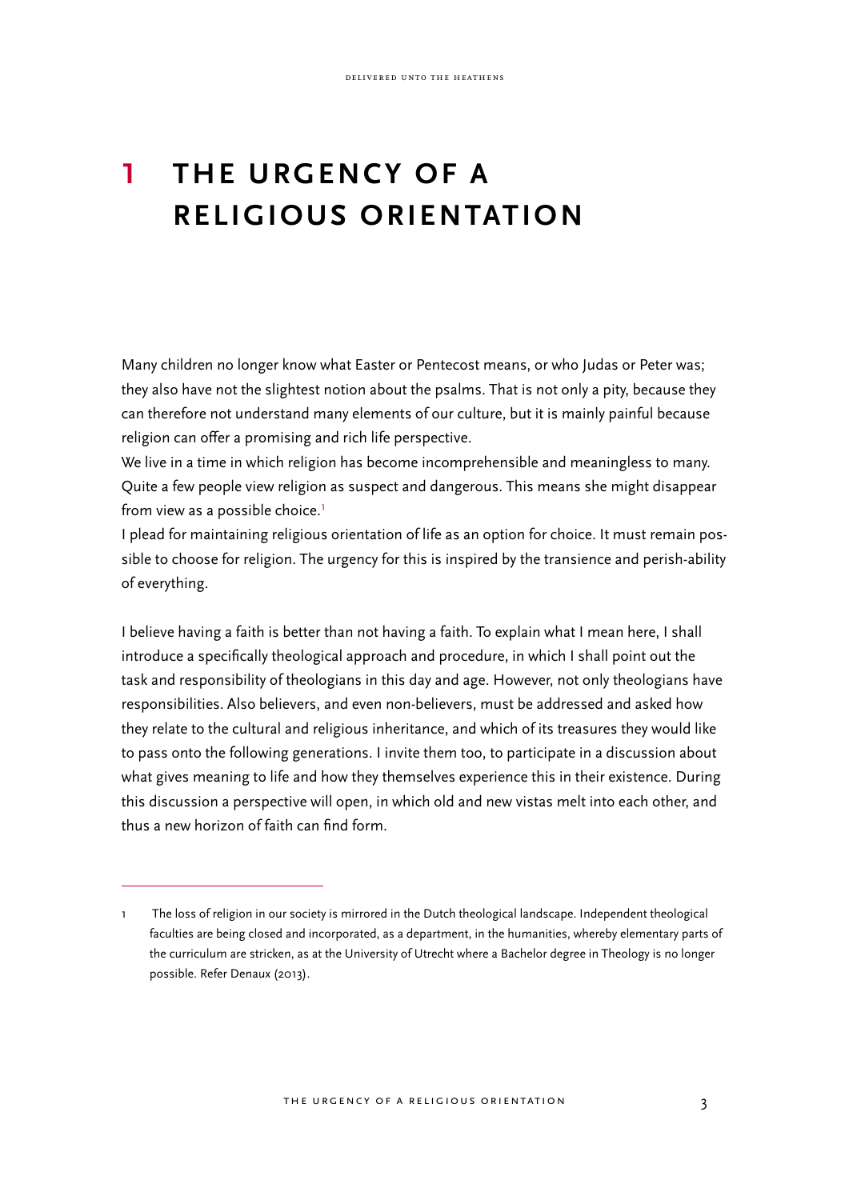# 1 THE URGENCY OF A RELIGIOUS ORIENTATION

Many children no longer know what Easter or Pentecost means, or who Judas or Peter was; they also have not the slightest notion about the psalms. That is not only a pity, because they can therefore not understand many elements of our culture, but it is mainly painful because religion can offer a promising and rich life perspective.

We live in a time in which religion has become incomprehensible and meaningless to many. Quite a few people view religion as suspect and dangerous. This means she might disappear from view as a possible choice.[1]

I plead for maintaining religious orientation of life as an option for choice. It must remain possible to choose for religion. The urgency for this is inspired by the transience and perish-ability of everything.

I believe having a faith is better than not having a faith. To explain what I mean here, I shall introduce a specifically theological approach and procedure, in which I shall point out the task and responsibility of theologians in this day and age. However, not only theologians have responsibilities. Also believers, and even non-believers, must be addressed and asked how they relate to the cultural and religious inheritance, and which of its treasures they would like to pass onto the following generations. I invite them too, to participate in a discussion about what gives meaning to life and how they themselves experience this in their existence. During this discussion a perspective will open, in which old and new vistas melt into each other, and thus a new horizon of faith can find form.

---

1 The loss of religion in our society is mirrored in the Dutch theological landscape. Independent theological faculties are being closed and incorporated, as a department, in the humanities, whereby elementary parts of the curriculum are stricken, as at the University of Utrecht where a Bachelor degree in Theology is no longer possible. Refer Denaux (2013).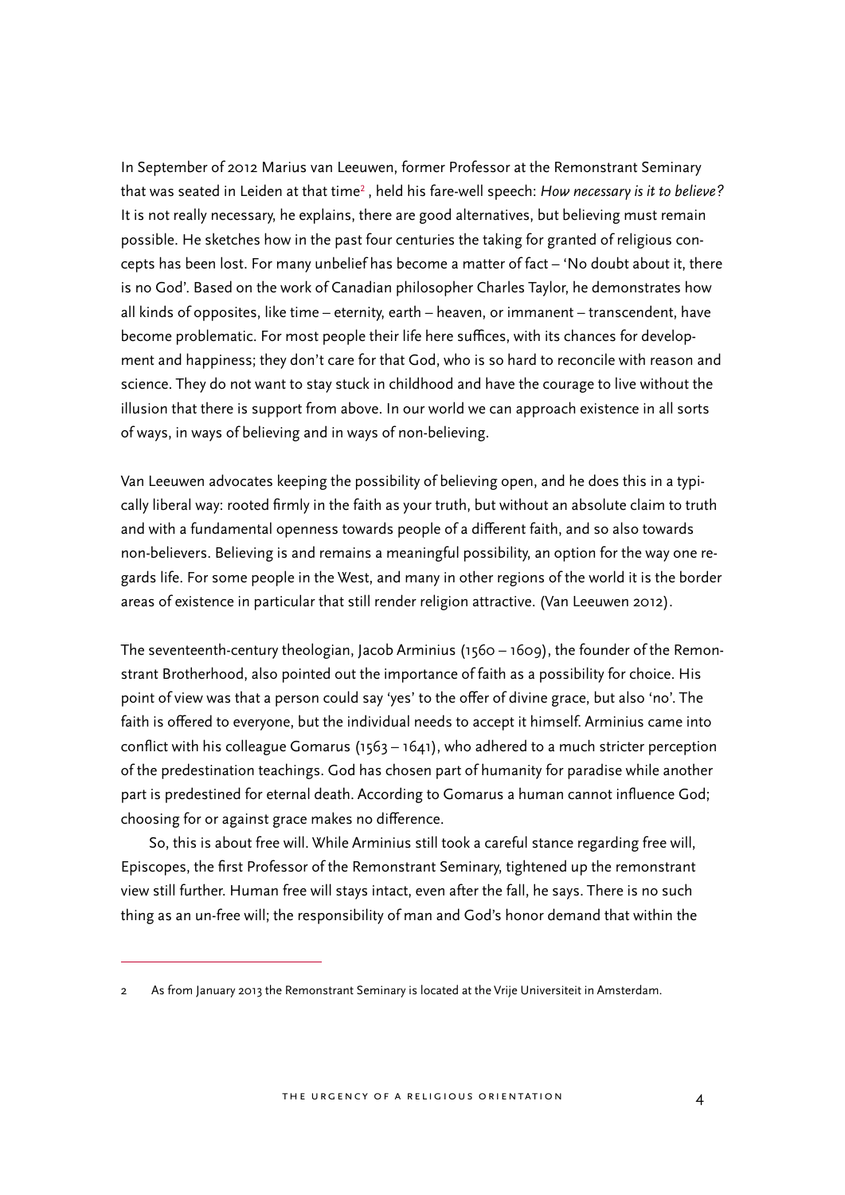In September of 2012 Marius van Leeuwen, former Professor at the Remonstrant Seminary that was seated in Leiden at that time[2], held his fare-well speech: *How necessary is it to believe?* It is not really necessary, he explains, there are good alternatives, but believing must remain possible. He sketches how in the past four centuries the taking for granted of religious concepts has been lost. For many unbelief has become a matter of fact – 'No doubt about it, there is no God'. Based on the work of Canadian philosopher Charles Taylor, he demonstrates how all kinds of opposites, like time – eternity, earth – heaven, or immanent – transcendent, have become problematic. For most people their life here suffices, with its chances for development and happiness; they don't care for that God, who is so hard to reconcile with reason and science. They do not want to stay stuck in childhood and have the courage to live without the illusion that there is support from above. In our world we can approach existence in all sorts of ways, in ways of believing and in ways of non-believing.

Van Leeuwen advocates keeping the possibility of believing open, and he does this in a typically liberal way: rooted firmly in the faith as your truth, but without an absolute claim to truth and with a fundamental openness towards people of a different faith, and so also towards non-believers. Believing is and remains a meaningful possibility, an option for the way one regards life. For some people in the West, and many in other regions of the world it is the border areas of existence in particular that still render religion attractive. (Van Leeuwen 2012).

The seventeenth-century theologian, Jacob Arminius (1560 – 1609), the founder of the Remonstrant Brotherhood, also pointed out the importance of faith as a possibility for choice. His point of view was that a person could say 'yes' to the offer of divine grace, but also 'no'. The faith is offered to everyone, but the individual needs to accept it himself. Arminius came into conflict with his colleague Gomarus (1563 – 1641), who adhered to a much stricter perception of the predestination teachings. God has chosen part of humanity for paradise while another part is predestined for eternal death. According to Gomarus a human cannot influence God; choosing for or against grace makes no difference.

So, this is about free will. While Arminius still took a careful stance regarding free will, Episcopes, the first Professor of the Remonstrant Seminary, tightened up the remonstrant view still further. Human free will stays intact, even after the fall, he says. There is no such thing as an un-free will; the responsibility of man and God's honor demand that within the

[2] As from January 2013 the Remonstrant Seminary is located at the Vrije Universiteit in Amsterdam.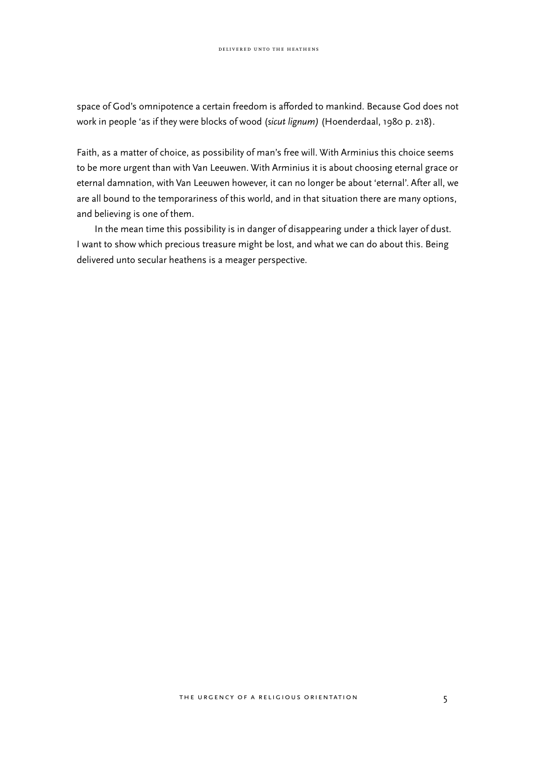space of God's omnipotence a certain freedom is afforded to mankind. Because God does not work in people 'as if they were blocks of wood (*sicut lignum*) (Hoenderdaal, 1980 p. 218).

Faith, as a matter of choice, as possibility of man's free will. With Arminius this choice seems to be more urgent than with Van Leeuwen. With Arminius it is about choosing eternal grace or eternal damnation, with Van Leeuwen however, it can no longer be about 'eternal'. After all, we are all bound to the temporariness of this world, and in that situation there are many options, and believing is one of them.

In the mean time this possibility is in danger of disappearing under a thick layer of dust. I want to show which precious treasure might be lost, and what we can do about this. Being delivered unto secular heathens is a meager perspective.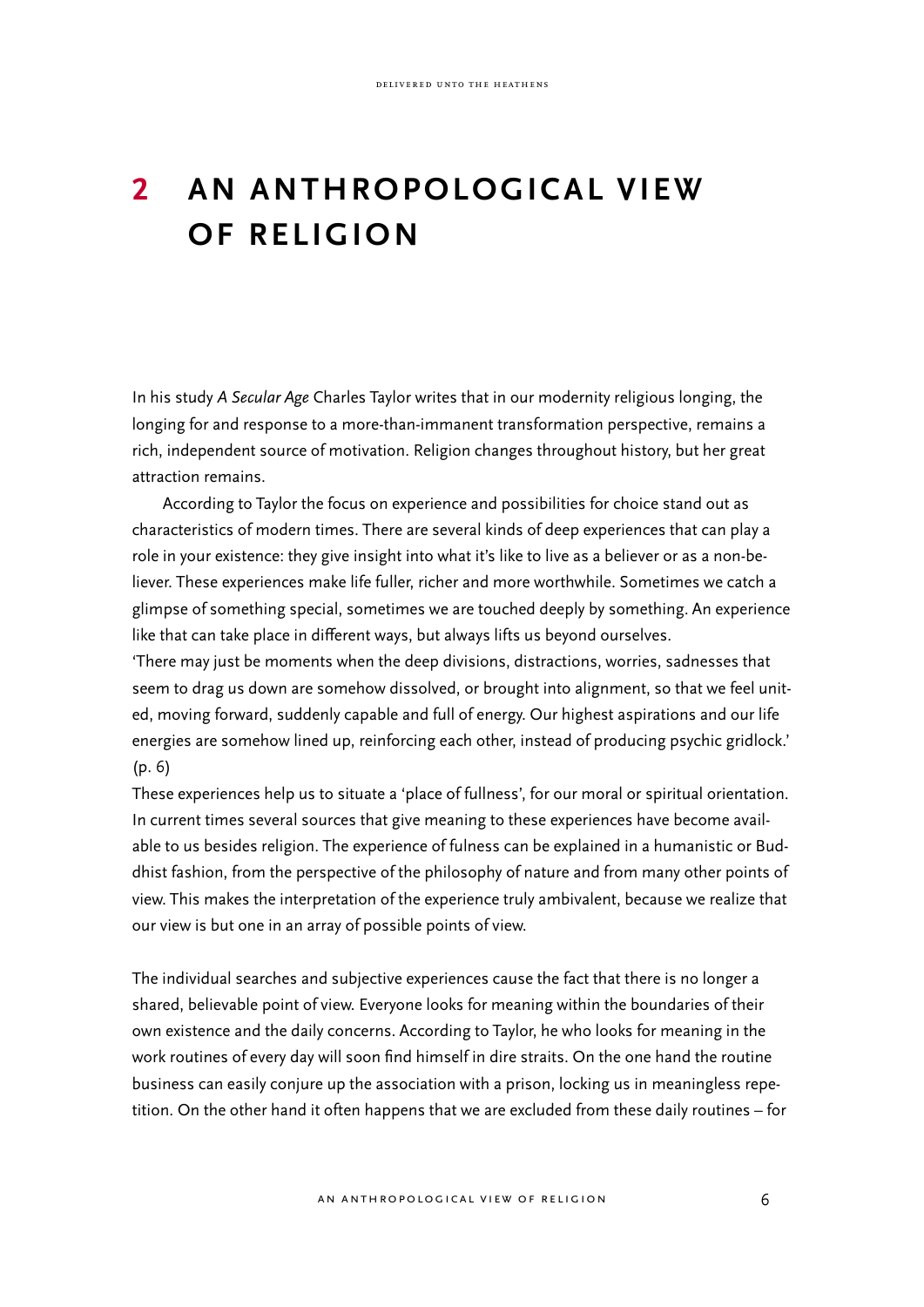# 2 AN ANTHROPOLOGICAL VIEW OF RELIGION

In his study *A Secular Age* Charles Taylor writes that in our modernity religious longing, the longing for and response to a more-than-immanent transformation perspective, remains a rich, independent source of motivation. Religion changes throughout history, but her great attraction remains.

According to Taylor the focus on experience and possibilities for choice stand out as characteristics of modern times. There are several kinds of deep experiences that can play a role in your existence: they give insight into what it's like to live as a believer or as a non-believer. These experiences make life fuller, richer and more worthwhile. Sometimes we catch a glimpse of something special, sometimes we are touched deeply by something. An experience like that can take place in different ways, but always lifts us beyond ourselves.

'There may just be moments when the deep divisions, distractions, worries, sadnesses that seem to drag us down are somehow dissolved, or brought into alignment, so that we feel united, moving forward, suddenly capable and full of energy. Our highest aspirations and our life energies are somehow lined up, reinforcing each other, instead of producing psychic gridlock.' (p. 6)

These experiences help us to situate a 'place of fullness', for our moral or spiritual orientation. In current times several sources that give meaning to these experiences have become available to us besides religion. The experience of fulness can be explained in a humanistic or Buddhist fashion, from the perspective of the philosophy of nature and from many other points of view. This makes the interpretation of the experience truly ambivalent, because we realize that our view is but one in an array of possible points of view.

The individual searches and subjective experiences cause the fact that there is no longer a shared, believable point of view. Everyone looks for meaning within the boundaries of their own existence and the daily concerns. According to Taylor, he who looks for meaning in the work routines of every day will soon find himself in dire straits. On the one hand the routine business can easily conjure up the association with a prison, locking us in meaningless repetition. On the other hand it often happens that we are excluded from these daily routines – for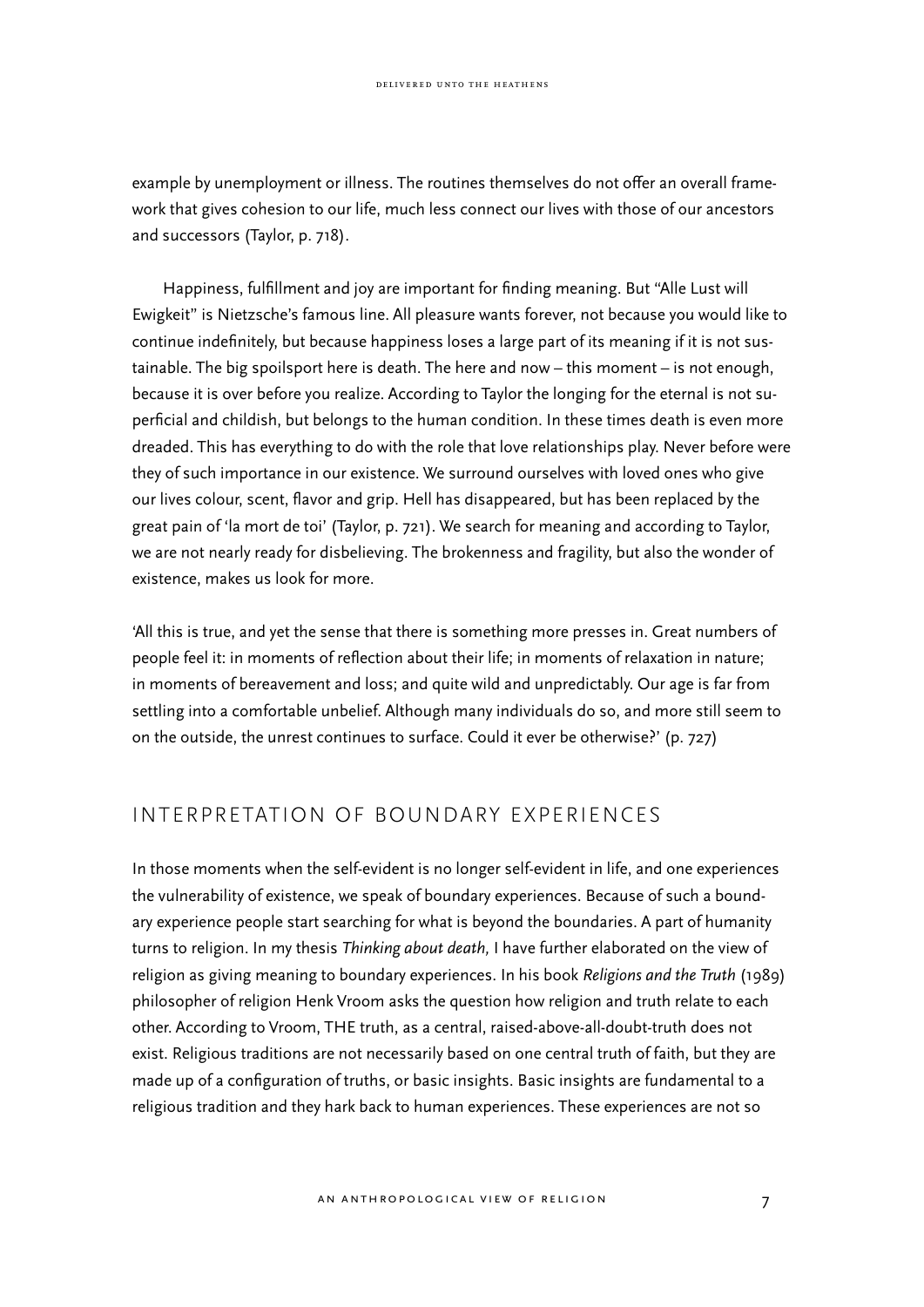example by unemployment or illness. The routines themselves do not offer an overall framework that gives cohesion to our life, much less connect our lives with those of our ancestors and successors (Taylor, p. 718).

Happiness, fulfillment and joy are important for finding meaning. But "Alle Lust will Ewigkeit" is Nietzsche's famous line. All pleasure wants forever, not because you would like to continue indefinitely, but because happiness loses a large part of its meaning if it is not sustainable. The big spoilsport here is death. The here and now – this moment – is not enough, because it is over before you realize. According to Taylor the longing for the eternal is not superficial and childish, but belongs to the human condition. In these times death is even more dreaded. This has everything to do with the role that love relationships play. Never before were they of such importance in our existence. We surround ourselves with loved ones who give our lives colour, scent, flavor and grip. Hell has disappeared, but has been replaced by the great pain of 'la mort de toi' (Taylor, p. 721). We search for meaning and according to Taylor, we are not nearly ready for disbelieving. The brokenness and fragility, but also the wonder of existence, makes us look for more.

'All this is true, and yet the sense that there is something more presses in. Great numbers of people feel it: in moments of reflection about their life; in moments of relaxation in nature; in moments of bereavement and loss; and quite wild and unpredictably. Our age is far from settling into a comfortable unbelief. Although many individuals do so, and more still seem to on the outside, the unrest continues to surface. Could it ever be otherwise?' (p. 727)

## INTERPRETATION OF BOUNDARY EXPERIENCES

In those moments when the self-evident is no longer self-evident in life, and one experiences the vulnerability of existence, we speak of boundary experiences. Because of such a boundary experience people start searching for what is beyond the boundaries. A part of humanity turns to religion. In my thesis *Thinking about death,* I have further elaborated on the view of religion as giving meaning to boundary experiences. In his book *Religions and the Truth* (1989) philosopher of religion Henk Vroom asks the question how religion and truth relate to each other. According to Vroom, THE truth, as a central, raised-above-all-doubt-truth does not exist. Religious traditions are not necessarily based on one central truth of faith, but they are made up of a configuration of truths, or basic insights. Basic insights are fundamental to a religious tradition and they hark back to human experiences. These experiences are not so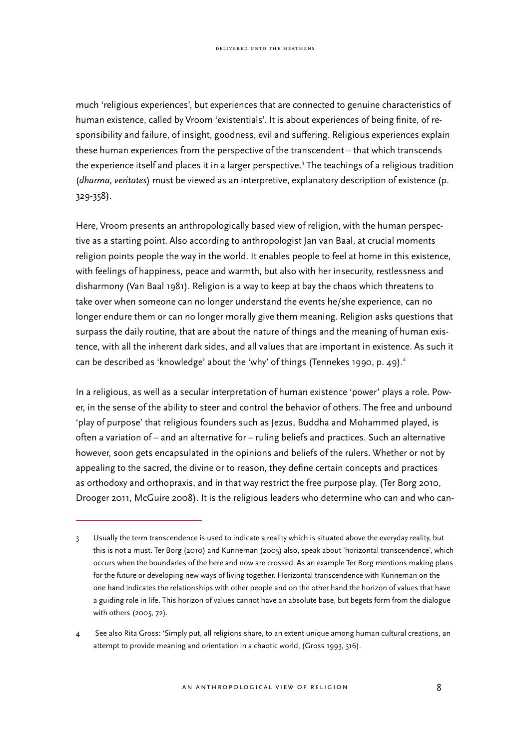much 'religious experiences', but experiences that are connected to genuine characteristics of human existence, called by Vroom 'existentials'. It is about experiences of being finite, of responsibility and failure, of insight, goodness, evil and suffering. Religious experiences explain these human experiences from the perspective of the transcendent – that which transcends the experience itself and places it in a larger perspective.[3] The teachings of a religious tradition (*dharma, veritates*) must be viewed as an interpretive, explanatory description of existence (p. 329-358).

Here, Vroom presents an anthropologically based view of religion, with the human perspective as a starting point. Also according to anthropologist Jan van Baal, at crucial moments religion points people the way in the world. It enables people to feel at home in this existence, with feelings of happiness, peace and warmth, but also with her insecurity, restlessness and disharmony (Van Baal 1981). Religion is a way to keep at bay the chaos which threatens to take over when someone can no longer understand the events he/she experience, can no longer endure them or can no longer morally give them meaning. Religion asks questions that surpass the daily routine, that are about the nature of things and the meaning of human existence, with all the inherent dark sides, and all values that are important in existence. As such it can be described as 'knowledge' about the 'why' of things (Tennekes 1990, p. 49).[4]

In a religious, as well as a secular interpretation of human existence 'power' plays a role. Power, in the sense of the ability to steer and control the behavior of others. The free and unbound 'play of purpose' that religious founders such as Jezus, Buddha and Mohammed played, is often a variation of – and an alternative for – ruling beliefs and practices. Such an alternative however, soon gets encapsulated in the opinions and beliefs of the rulers. Whether or not by appealing to the sacred, the divine or to reason, they define certain concepts and practices as orthodoxy and orthopraxis, and in that way restrict the free purpose play. (Ter Borg 2010, Drooger 2011, McGuire 2008). It is the religious leaders who determine who can and who can-

---

3 Usually the term transcendence is used to indicate a reality which is situated above the everyday reality, but this is not a must. Ter Borg (2010) and Kunneman (2005) also, speak about 'horizontal transcendence', which occurs when the boundaries of the here and now are crossed. As an example Ter Borg mentions making plans for the future or developing new ways of living together. Horizontal transcendence with Kunneman on the one hand indicates the relationships with other people and on the other hand the horizon of values that have a guiding role in life. This horizon of values cannot have an absolute base, but begets form from the dialogue with others (2005, 72).

4 See also Rita Gross: 'Simply put, all religions share, to an extent unique among human cultural creations, an attempt to provide meaning and orientation in a chaotic world, (Gross 1993, 316).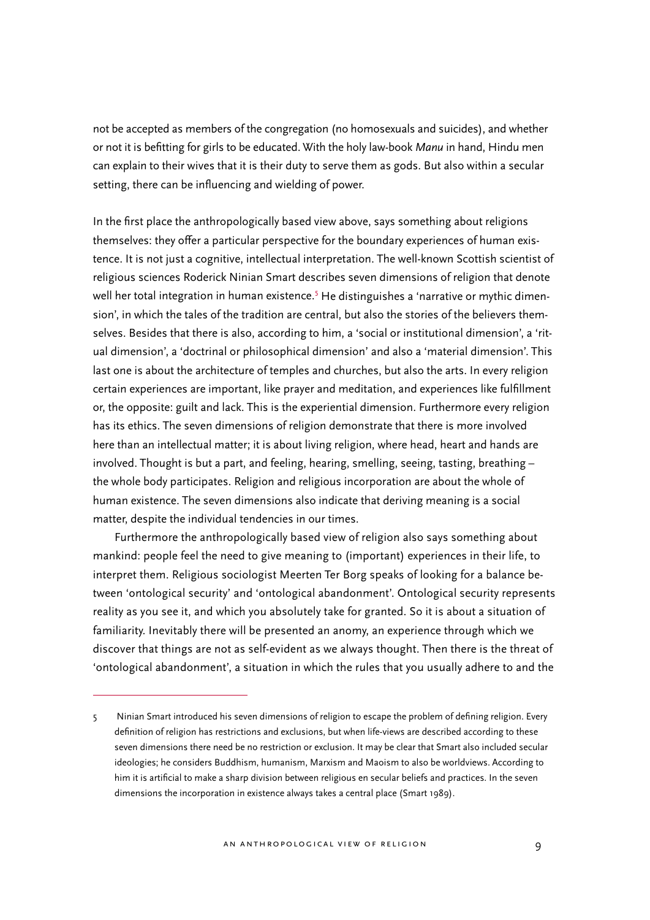not be accepted as members of the congregation (no homosexuals and suicides), and whether or not it is befitting for girls to be educated. With the holy law-book *Manu* in hand, Hindu men can explain to their wives that it is their duty to serve them as gods. But also within a secular setting, there can be influencing and wielding of power.

In the first place the anthropologically based view above, says something about religions themselves: they offer a particular perspective for the boundary experiences of human existence. It is not just a cognitive, intellectual interpretation. The well-known Scottish scientist of religious sciences Roderick Ninian Smart describes seven dimensions of religion that denote well her total integration in human existence.[5] He distinguishes a 'narrative or mythic dimension', in which the tales of the tradition are central, but also the stories of the believers themselves. Besides that there is also, according to him, a 'social or institutional dimension', a 'ritual dimension', a 'doctrinal or philosophical dimension' and also a 'material dimension'. This last one is about the architecture of temples and churches, but also the arts. In every religion certain experiences are important, like prayer and meditation, and experiences like fulfillment or, the opposite: guilt and lack. This is the experiential dimension. Furthermore every religion has its ethics. The seven dimensions of religion demonstrate that there is more involved here than an intellectual matter; it is about living religion, where head, heart and hands are involved. Thought is but a part, and feeling, hearing, smelling, seeing, tasting, breathing – the whole body participates. Religion and religious incorporation are about the whole of human existence. The seven dimensions also indicate that deriving meaning is a social matter, despite the individual tendencies in our times.

Furthermore the anthropologically based view of religion also says something about mankind: people feel the need to give meaning to (important) experiences in their life, to interpret them. Religious sociologist Meerten Ter Borg speaks of looking for a balance between 'ontological security' and 'ontological abandonment'. Ontological security represents reality as you see it, and which you absolutely take for granted. So it is about a situation of familiarity. Inevitably there will be presented an anomy, an experience through which we discover that things are not as self-evident as we always thought. Then there is the threat of 'ontological abandonment', a situation in which the rules that you usually adhere to and the

---

5 Ninian Smart introduced his seven dimensions of religion to escape the problem of defining religion. Every definition of religion has restrictions and exclusions, but when life-views are described according to these seven dimensions there need be no restriction or exclusion. It may be clear that Smart also included secular ideologies; he considers Buddhism, humanism, Marxism and Maoism to also be worldviews. According to him it is artificial to make a sharp division between religious en secular beliefs and practices. In the seven dimensions the incorporation in existence always takes a central place (Smart 1989).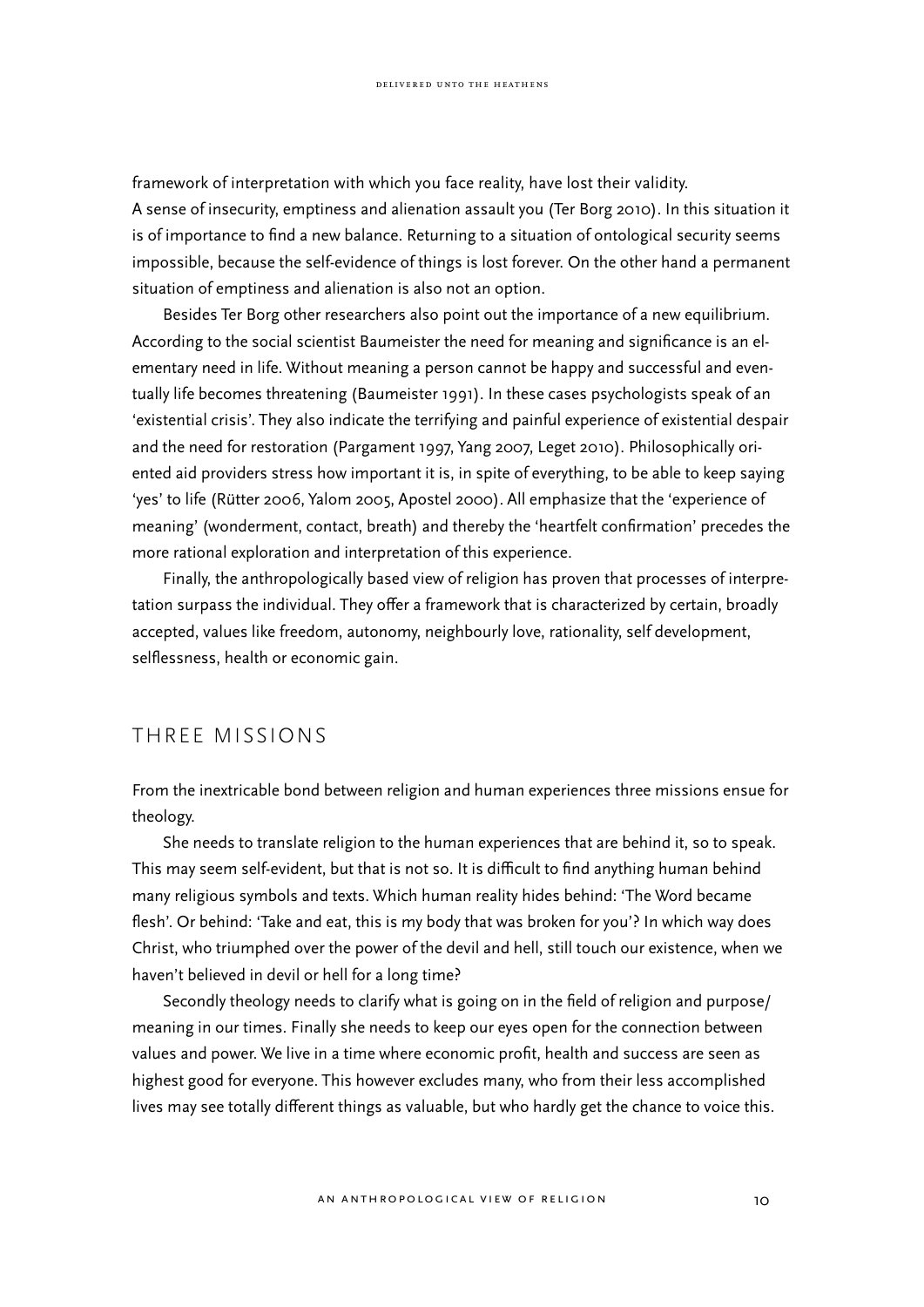framework of interpretation with which you face reality, have lost their validity.
A sense of insecurity, emptiness and alienation assault you (Ter Borg 2010). In this situation it is of importance to find a new balance. Returning to a situation of ontological security seems impossible, because the self-evidence of things is lost forever. On the other hand a permanent situation of emptiness and alienation is also not an option.

Besides Ter Borg other researchers also point out the importance of a new equilibrium. According to the social scientist Baumeister the need for meaning and significance is an elementary need in life. Without meaning a person cannot be happy and successful and eventually life becomes threatening (Baumeister 1991). In these cases psychologists speak of an 'existential crisis'. They also indicate the terrifying and painful experience of existential despair and the need for restoration (Pargament 1997, Yang 2007, Leget 2010). Philosophically oriented aid providers stress how important it is, in spite of everything, to be able to keep saying 'yes' to life (Rütter 2006, Yalom 2005, Apostel 2000). All emphasize that the 'experience of meaning' (wonderment, contact, breath) and thereby the 'heartfelt confirmation' precedes the more rational exploration and interpretation of this experience.

Finally, the anthropologically based view of religion has proven that processes of interpretation surpass the individual. They offer a framework that is characterized by certain, broadly accepted, values like freedom, autonomy, neighbourly love, rationality, self development, selflessness, health or economic gain.

## THREE MISSIONS

From the inextricable bond between religion and human experiences three missions ensue for theology.

She needs to translate religion to the human experiences that are behind it, so to speak. This may seem self-evident, but that is not so. It is difficult to find anything human behind many religious symbols and texts. Which human reality hides behind: 'The Word became flesh'. Or behind: 'Take and eat, this is my body that was broken for you'? In which way does Christ, who triumphed over the power of the devil and hell, still touch our existence, when we haven't believed in devil or hell for a long time?

Secondly theology needs to clarify what is going on in the field of religion and purpose/meaning in our times. Finally she needs to keep our eyes open for the connection between values and power. We live in a time where economic profit, health and success are seen as highest good for everyone. This however excludes many, who from their less accomplished lives may see totally different things as valuable, but who hardly get the chance to voice this.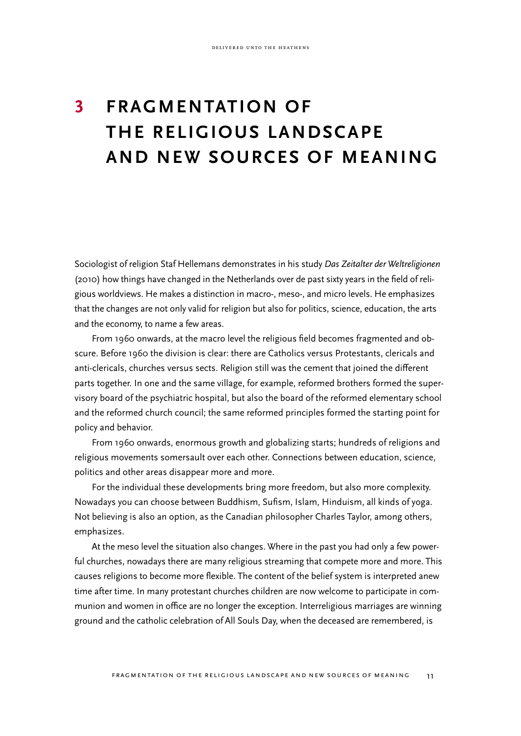# 3 FRAGMENTATION OF THE RELIGIOUS LANDSCAPE AND NEW SOURCES OF MEANING

Sociologist of religion Staf Hellemans demonstrates in his study *Das Zeitalter der Weltreligionen* (2010) how things have changed in the Netherlands over de past sixty years in the field of religious worldviews. He makes a distinction in macro-, meso-, and micro levels. He emphasizes that the changes are not only valid for religion but also for politics, science, education, the arts and the economy, to name a few areas.

From 1960 onwards, at the macro level the religious field becomes fragmented and obscure. Before 1960 the division is clear: there are Catholics versus Protestants, clericals and anti-clericals, churches versus sects. Religion still was the cement that joined the different parts together. In one and the same village, for example, reformed brothers formed the supervisory board of the psychiatric hospital, but also the board of the reformed elementary school and the reformed church council; the same reformed principles formed the starting point for policy and behavior.

From 1960 onwards, enormous growth and globalizing starts; hundreds of religions and religious movements somersault over each other. Connections between education, science, politics and other areas disappear more and more.

For the individual these developments bring more freedom, but also more complexity. Nowadays you can choose between Buddhism, Sufism, Islam, Hinduism, all kinds of yoga. Not believing is also an option, as the Canadian philosopher Charles Taylor, among others, emphasizes.

At the meso level the situation also changes. Where in the past you had only a few powerful churches, nowadays there are many religious streaming that compete more and more. This causes religions to become more flexible. The content of the belief system is interpreted anew time after time. In many protestant churches children are now welcome to participate in communion and women in office are no longer the exception. Interreligious marriages are winning ground and the catholic celebration of All Souls Day, when the deceased are remembered, is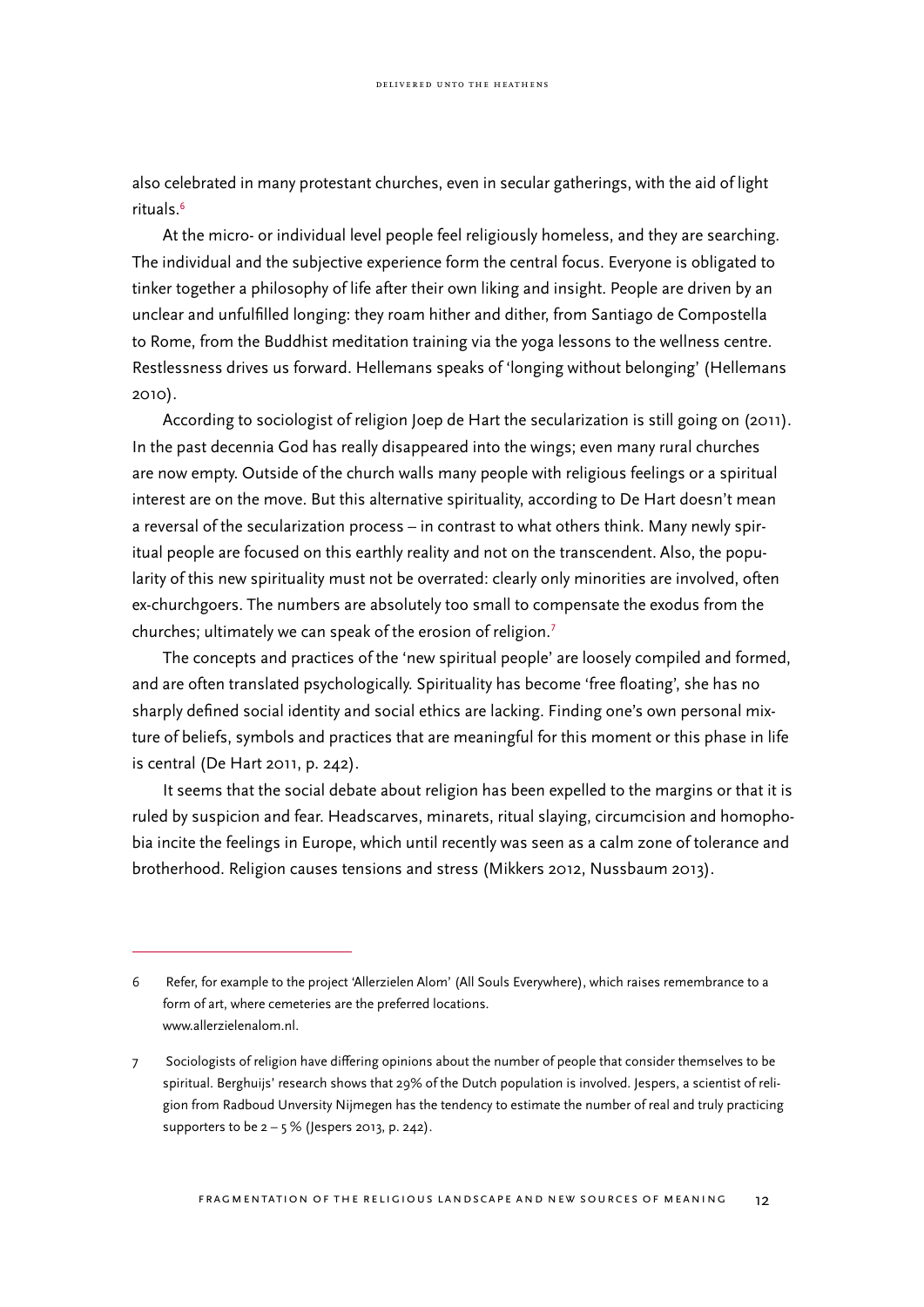also celebrated in many protestant churches, even in secular gatherings, with the aid of light rituals.[6]

At the micro- or individual level people feel religiously homeless, and they are searching. The individual and the subjective experience form the central focus. Everyone is obligated to tinker together a philosophy of life after their own liking and insight. People are driven by an unclear and unfulfilled longing: they roam hither and dither, from Santiago de Compostella to Rome, from the Buddhist meditation training via the yoga lessons to the wellness centre. Restlessness drives us forward. Hellemans speaks of 'longing without belonging' (Hellemans 2010).

According to sociologist of religion Joep de Hart the secularization is still going on (2011). In the past decennia God has really disappeared into the wings; even many rural churches are now empty. Outside of the church walls many people with religious feelings or a spiritual interest are on the move. But this alternative spirituality, according to De Hart doesn't mean a reversal of the secularization process – in contrast to what others think. Many newly spiritual people are focused on this earthly reality and not on the transcendent. Also, the popularity of this new spirituality must not be overrated: clearly only minorities are involved, often ex-churchgoers. The numbers are absolutely too small to compensate the exodus from the churches; ultimately we can speak of the erosion of religion.[7]

The concepts and practices of the 'new spiritual people' are loosely compiled and formed, and are often translated psychologically. Spirituality has become 'free floating', she has no sharply defined social identity and social ethics are lacking. Finding one's own personal mixture of beliefs, symbols and practices that are meaningful for this moment or this phase in life is central (De Hart 2011, p. 242).

It seems that the social debate about religion has been expelled to the margins or that it is ruled by suspicion and fear. Headscarves, minarets, ritual slaying, circumcision and homophobia incite the feelings in Europe, which until recently was seen as a calm zone of tolerance and brotherhood. Religion causes tensions and stress (Mikkers 2012, Nussbaum 2013).

---

6 Refer, for example to the project 'Allerzielen Alom' (All Souls Everywhere), which raises remembrance to a form of art, where cemeteries are the preferred locations. www.allerzielenalom.nl.

7 Sociologists of religion have differing opinions about the number of people that consider themselves to be spiritual. Berghuijs' research shows that 29% of the Dutch population is involved. Jespers, a scientist of religion from Radboud Unversity Nijmegen has the tendency to estimate the number of real and truly practicing supporters to be 2 – 5 % (Jespers 2013, p. 242).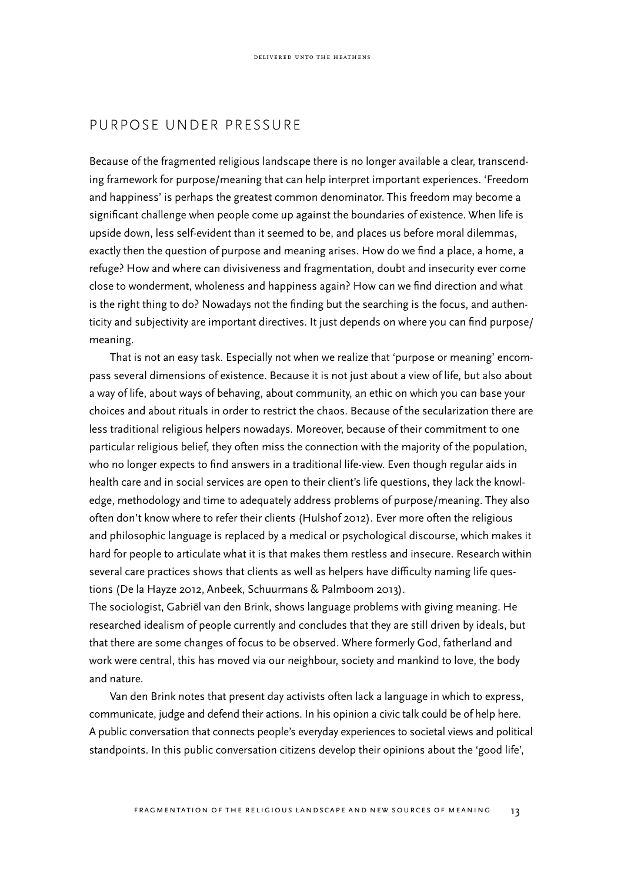## PURPOSE UNDER PRESSURE

Because of the fragmented religious landscape there is no longer available a clear, transcending framework for purpose/meaning that can help interpret important experiences. 'Freedom and happiness' is perhaps the greatest common denominator. This freedom may become a significant challenge when people come up against the boundaries of existence. When life is upside down, less self-evident than it seemed to be, and places us before moral dilemmas, exactly then the question of purpose and meaning arises. How do we find a place, a home, a refuge? How and where can divisiveness and fragmentation, doubt and insecurity ever come close to wonderment, wholeness and happiness again? How can we find direction and what is the right thing to do? Nowadays not the finding but the searching is the focus, and authenticity and subjectivity are important directives. It just depends on where you can find purpose/meaning.

That is not an easy task. Especially not when we realize that 'purpose or meaning' encompass several dimensions of existence. Because it is not just about a view of life, but also about a way of life, about ways of behaving, about community, an ethic on which you can base your choices and about rituals in order to restrict the chaos. Because of the secularization there are less traditional religious helpers nowadays. Moreover, because of their commitment to one particular religious belief, they often miss the connection with the majority of the population, who no longer expects to find answers in a traditional life-view. Even though regular aids in health care and in social services are open to their client's life questions, they lack the knowledge, methodology and time to adequately address problems of purpose/meaning. They also often don't know where to refer their clients (Hulshof 2012). Ever more often the religious and philosophic language is replaced by a medical or psychological discourse, which makes it hard for people to articulate what it is that makes them restless and insecure. Research within several care practices shows that clients as well as helpers have difficulty naming life questions (De la Hayze 2012, Anbeek, Schuurmans & Palmboom 2013).

The sociologist, Gabriël van den Brink, shows language problems with giving meaning. He researched idealism of people currently and concludes that they are still driven by ideals, but that there are some changes of focus to be observed. Where formerly God, fatherland and work were central, this has moved via our neighbour, society and mankind to love, the body and nature.

Van den Brink notes that present day activists often lack a language in which to express, communicate, judge and defend their actions. In his opinion a civic talk could be of help here. A public conversation that connects people's everyday experiences to societal views and political standpoints. In this public conversation citizens develop their opinions about the 'good life',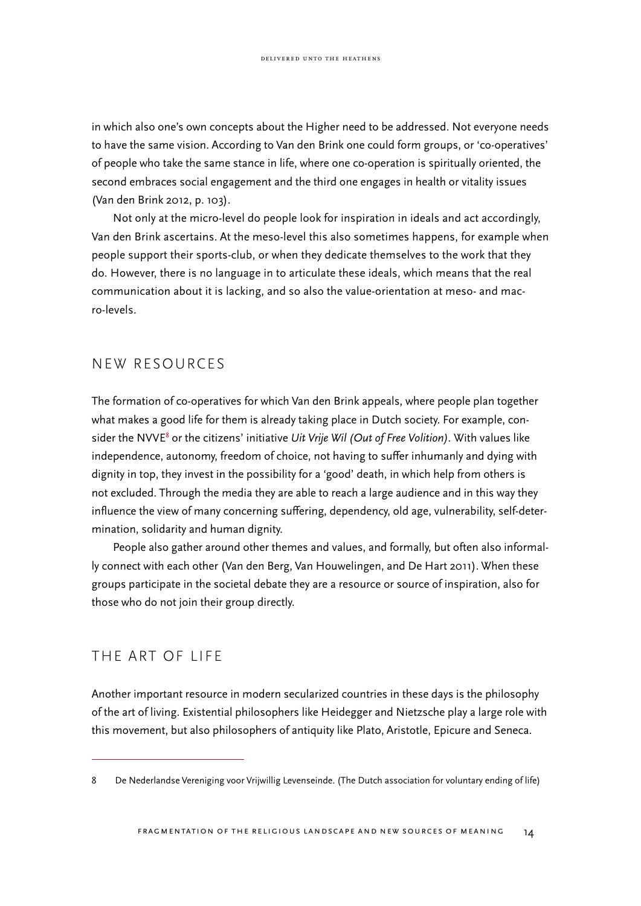in which also one's own concepts about the Higher need to be addressed. Not everyone needs to have the same vision. According to Van den Brink one could form groups, or 'co-operatives' of people who take the same stance in life, where one co-operation is spiritually oriented, the second embraces social engagement and the third one engages in health or vitality issues (Van den Brink 2012, p. 103).

Not only at the micro-level do people look for inspiration in ideals and act accordingly, Van den Brink ascertains. At the meso-level this also sometimes happens, for example when people support their sports-club, or when they dedicate themselves to the work that they do. However, there is no language in to articulate these ideals, which means that the real communication about it is lacking, and so also the value-orientation at meso- and macro-levels.

## NEW RESOURCES

The formation of co-operatives for which Van den Brink appeals, where people plan together what makes a good life for them is already taking place in Dutch society. For example, consider the NVVE[8] or the citizens' initiative *Uit Vrije Wil (Out of Free Volition)*. With values like independence, autonomy, freedom of choice, not having to suffer inhumanly and dying with dignity in top, they invest in the possibility for a 'good' death, in which help from others is not excluded. Through the media they are able to reach a large audience and in this way they influence the view of many concerning suffering, dependency, old age, vulnerability, self-determination, solidarity and human dignity.

People also gather around other themes and values, and formally, but often also informally connect with each other (Van den Berg, Van Houwelingen, and De Hart 2011). When these groups participate in the societal debate they are a resource or source of inspiration, also for those who do not join their group directly.

## THE ART OF LIFE

Another important resource in modern secularized countries in these days is the philosophy of the art of living. Existential philosophers like Heidegger and Nietzsche play a large role with this movement, but also philosophers of antiquity like Plato, Aristotle, Epicure and Seneca.

---

8 De Nederlandse Vereniging voor Vrijwillig Levenseinde. (The Dutch association for voluntary ending of life)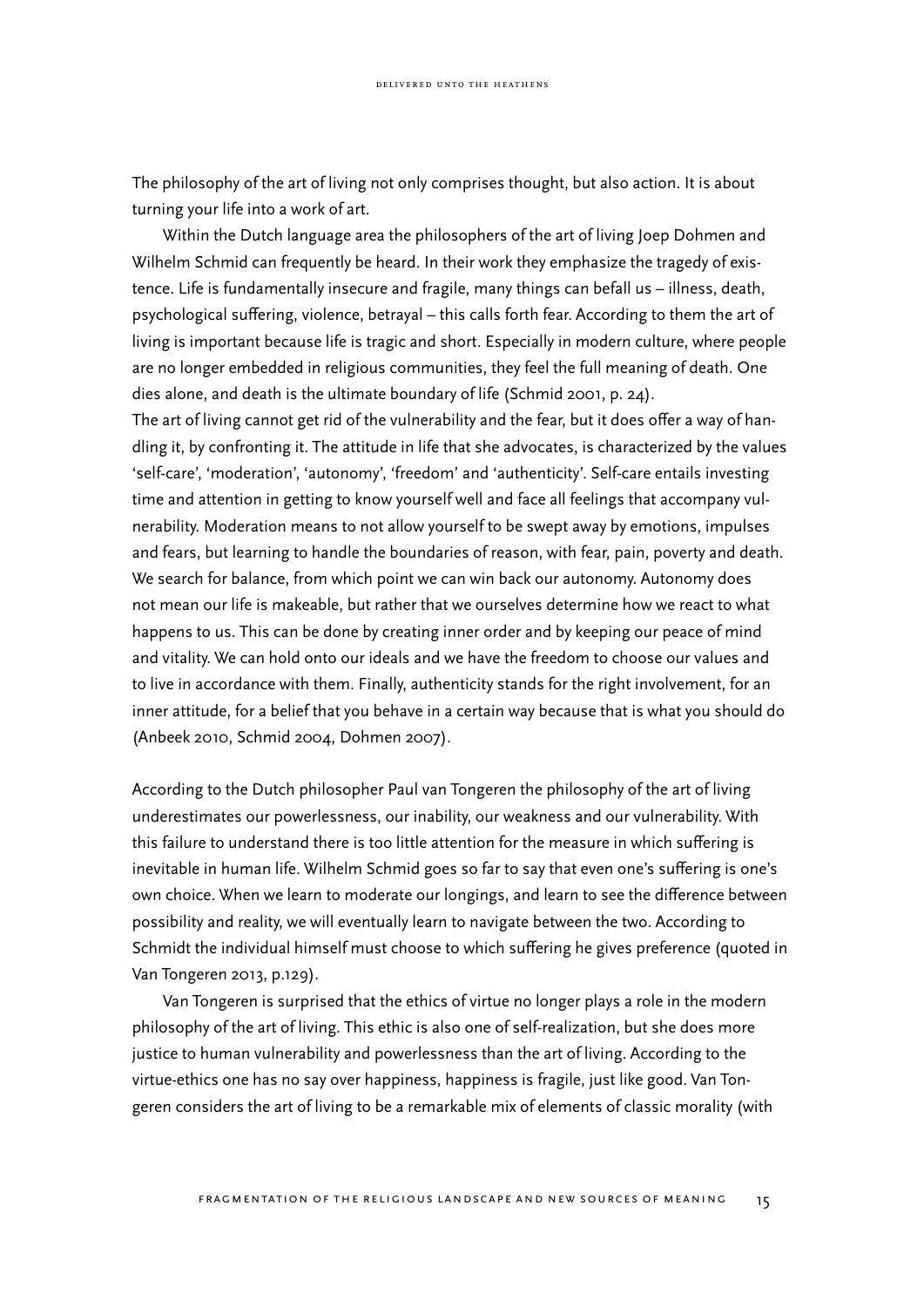The philosophy of the art of living not only comprises thought, but also action. It is about turning your life into a work of art.

Within the Dutch language area the philosophers of the art of living Joep Dohmen and Wilhelm Schmid can frequently be heard. In their work they emphasize the tragedy of existence. Life is fundamentally insecure and fragile, many things can befall us – illness, death, psychological suffering, violence, betrayal – this calls forth fear. According to them the art of living is important because life is tragic and short. Especially in modern culture, where people are no longer embedded in religious communities, they feel the full meaning of death. One dies alone, and death is the ultimate boundary of life (Schmid 2001, p. 24).

The art of living cannot get rid of the vulnerability and the fear, but it does offer a way of handling it, by confronting it. The attitude in life that she advocates, is characterized by the values 'self-care', 'moderation', 'autonomy', 'freedom' and 'authenticity'. Self-care entails investing time and attention in getting to know yourself well and face all feelings that accompany vulnerability. Moderation means to not allow yourself to be swept away by emotions, impulses and fears, but learning to handle the boundaries of reason, with fear, pain, poverty and death. We search for balance, from which point we can win back our autonomy. Autonomy does not mean our life is makeable, but rather that we ourselves determine how we react to what happens to us. This can be done by creating inner order and by keeping our peace of mind and vitality. We can hold onto our ideals and we have the freedom to choose our values and to live in accordance with them. Finally, authenticity stands for the right involvement, for an inner attitude, for a belief that you behave in a certain way because that is what you should do (Anbeek 2010, Schmid 2004, Dohmen 2007).

According to the Dutch philosopher Paul van Tongeren the philosophy of the art of living underestimates our powerlessness, our inability, our weakness and our vulnerability. With this failure to understand there is too little attention for the measure in which suffering is inevitable in human life. Wilhelm Schmid goes so far to say that even one's suffering is one's own choice. When we learn to moderate our longings, and learn to see the difference between possibility and reality, we will eventually learn to navigate between the two. According to Schmidt the individual himself must choose to which suffering he gives preference (quoted in Van Tongeren 2013, p.129).

Van Tongeren is surprised that the ethics of virtue no longer plays a role in the modern philosophy of the art of living. This ethic is also one of self-realization, but she does more justice to human vulnerability and powerlessness than the art of living. According to the virtue-ethics one has no say over happiness, happiness is fragile, just like good. Van Tongeren considers the art of living to be a remarkable mix of elements of classic morality (with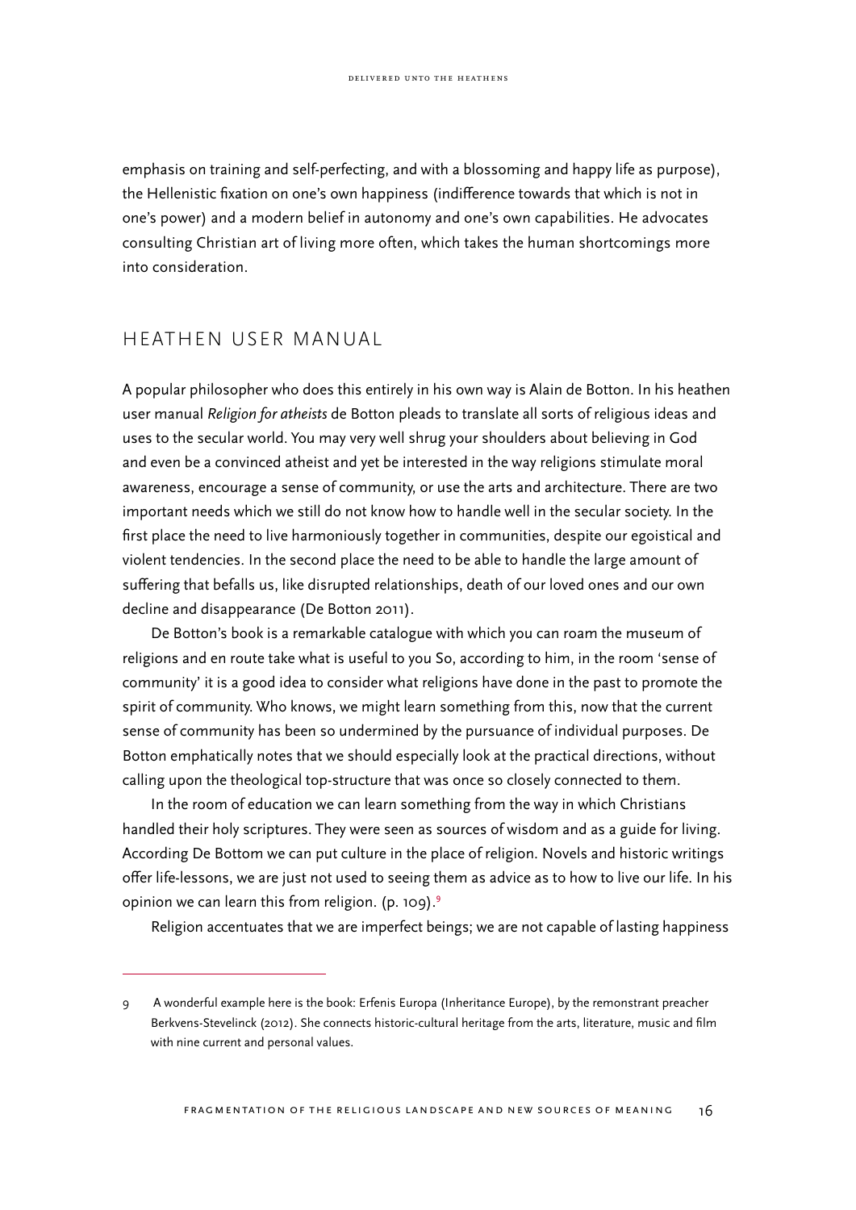emphasis on training and self-perfecting, and with a blossoming and happy life as purpose), the Hellenistic fixation on one's own happiness (indifference towards that which is not in one's power) and a modern belief in autonomy and one's own capabilities. He advocates consulting Christian art of living more often, which takes the human shortcomings more into consideration.

## HEATHEN USER MANUAL

A popular philosopher who does this entirely in his own way is Alain de Botton. In his heathen user manual *Religion for atheists* de Botton pleads to translate all sorts of religious ideas and uses to the secular world. You may very well shrug your shoulders about believing in God and even be a convinced atheist and yet be interested in the way religions stimulate moral awareness, encourage a sense of community, or use the arts and architecture. There are two important needs which we still do not know how to handle well in the secular society. In the first place the need to live harmoniously together in communities, despite our egoistical and violent tendencies. In the second place the need to be able to handle the large amount of suffering that befalls us, like disrupted relationships, death of our loved ones and our own decline and disappearance (De Botton 2011).

De Botton's book is a remarkable catalogue with which you can roam the museum of religions and en route take what is useful to you So, according to him, in the room 'sense of community' it is a good idea to consider what religions have done in the past to promote the spirit of community. Who knows, we might learn something from this, now that the current sense of community has been so undermined by the pursuance of individual purposes. De Botton emphatically notes that we should especially look at the practical directions, without calling upon the theological top-structure that was once so closely connected to them.

In the room of education we can learn something from the way in which Christians handled their holy scriptures. They were seen as sources of wisdom and as a guide for living. According De Bottom we can put culture in the place of religion. Novels and historic writings offer life-lessons, we are just not used to seeing them as advice as to how to live our life. In his opinion we can learn this from religion. (p. 109).[9]

Religion accentuates that we are imperfect beings; we are not capable of lasting happiness

---

9 A wonderful example here is the book: Erfenis Europa (Inheritance Europe), by the remonstrant preacher Berkvens-Stevelinck (2012). She connects historic-cultural heritage from the arts, literature, music and film with nine current and personal values.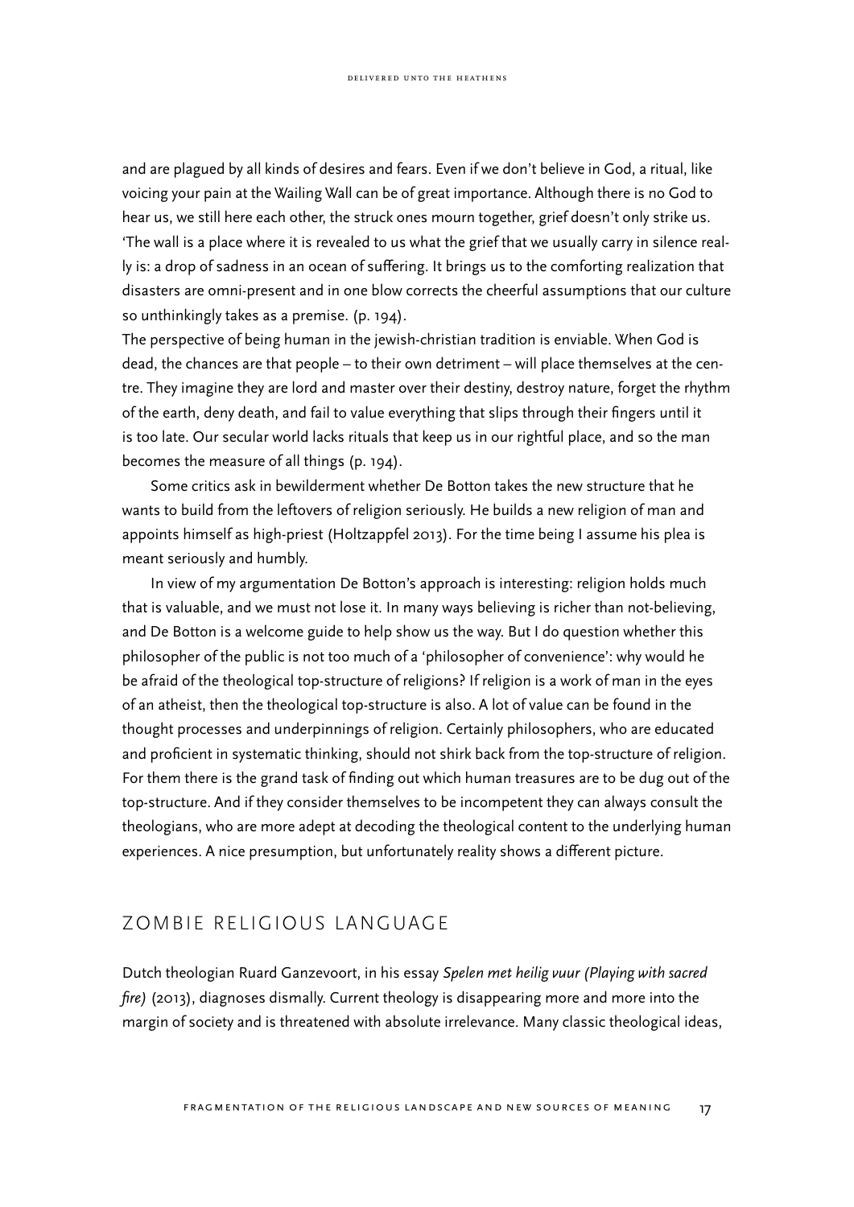and are plagued by all kinds of desires and fears. Even if we don't believe in God, a ritual, like voicing your pain at the Wailing Wall can be of great importance. Although there is no God to hear us, we still here each other, the struck ones mourn together, grief doesn't only strike us. 'The wall is a place where it is revealed to us what the grief that we usually carry in silence really is: a drop of sadness in an ocean of suffering. It brings us to the comforting realization that disasters are omni-present and in one blow corrects the cheerful assumptions that our culture so unthinkingly takes as a premise. (p. 194).
The perspective of being human in the jewish-christian tradition is enviable. When God is dead, the chances are that people – to their own detriment – will place themselves at the centre. They imagine they are lord and master over their destiny, destroy nature, forget the rhythm of the earth, deny death, and fail to value everything that slips through their fingers until it is too late. Our secular world lacks rituals that keep us in our rightful place, and so the man becomes the measure of all things (p. 194).

Some critics ask in bewilderment whether De Botton takes the new structure that he wants to build from the leftovers of religion seriously. He builds a new religion of man and appoints himself as high-priest (Holtzappfel 2013). For the time being I assume his plea is meant seriously and humbly.

In view of my argumentation De Botton's approach is interesting: religion holds much that is valuable, and we must not lose it. In many ways believing is richer than not-believing, and De Botton is a welcome guide to help show us the way. But I do question whether this philosopher of the public is not too much of a 'philosopher of convenience': why would he be afraid of the theological top-structure of religions? If religion is a work of man in the eyes of an atheist, then the theological top-structure is also. A lot of value can be found in the thought processes and underpinnings of religion. Certainly philosophers, who are educated and proficient in systematic thinking, should not shirk back from the top-structure of religion. For them there is the grand task of finding out which human treasures are to be dug out of the top-structure. And if they consider themselves to be incompetent they can always consult the theologians, who are more adept at decoding the theological content to the underlying human experiences. A nice presumption, but unfortunately reality shows a different picture.

## ZOMBIE RELIGIOUS LANGUAGE

Dutch theologian Ruard Ganzevoort, in his essay *Spelen met heilig vuur (Playing with sacred fire)* (2013), diagnoses dismally. Current theology is disappearing more and more into the margin of society and is threatened with absolute irrelevance. Many classic theological ideas,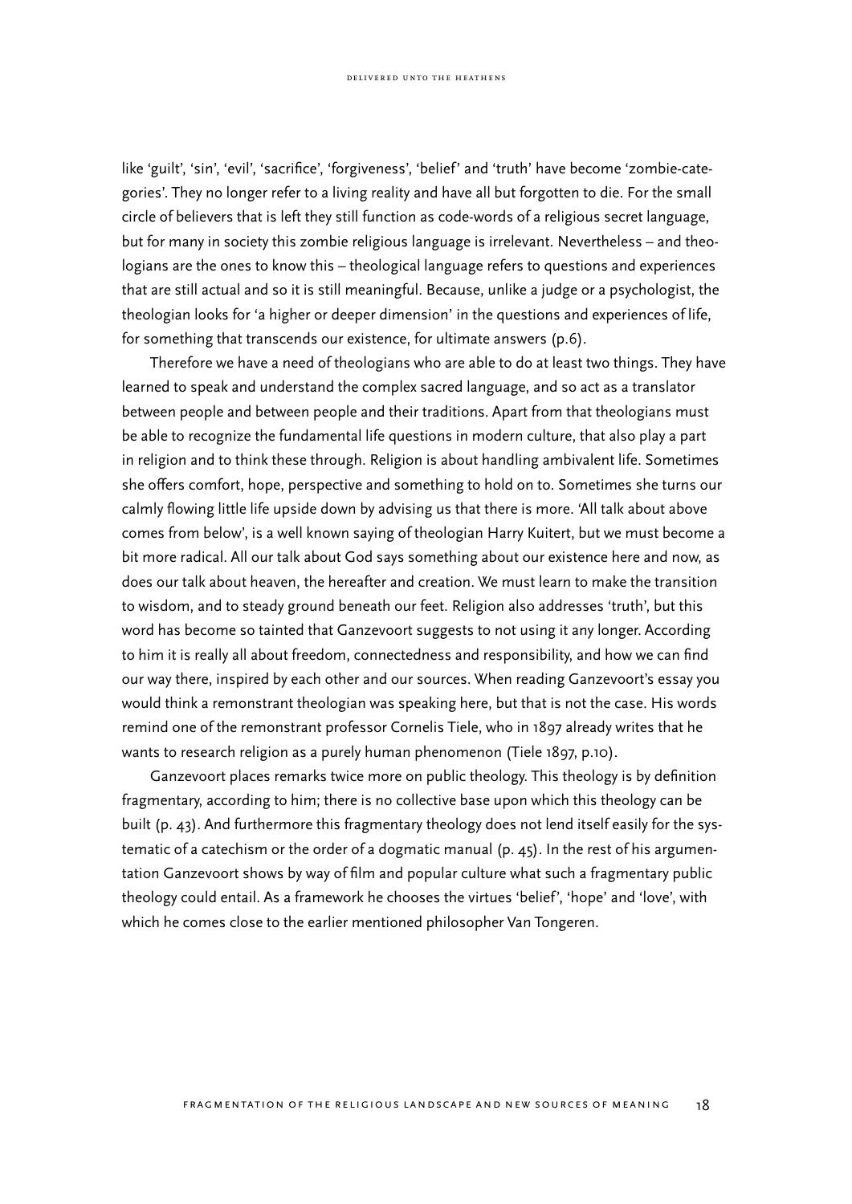like 'guilt', 'sin', 'evil', 'sacrifice', 'forgiveness', 'belief' and 'truth' have become 'zombie-categories'. They no longer refer to a living reality and have all but forgotten to die. For the small circle of believers that is left they still function as code-words of a religious secret language, but for many in society this zombie religious language is irrelevant. Nevertheless – and theologians are the ones to know this – theological language refers to questions and experiences that are still actual and so it is still meaningful. Because, unlike a judge or a psychologist, the theologian looks for 'a higher or deeper dimension' in the questions and experiences of life, for something that transcends our existence, for ultimate answers (p.6).

Therefore we have a need of theologians who are able to do at least two things. They have learned to speak and understand the complex sacred language, and so act as a translator between people and between people and their traditions. Apart from that theologians must be able to recognize the fundamental life questions in modern culture, that also play a part in religion and to think these through. Religion is about handling ambivalent life. Sometimes she offers comfort, hope, perspective and something to hold on to. Sometimes she turns our calmly flowing little life upside down by advising us that there is more. 'All talk about above comes from below', is a well known saying of theologian Harry Kuitert, but we must become a bit more radical. All our talk about God says something about our existence here and now, as does our talk about heaven, the hereafter and creation. We must learn to make the transition to wisdom, and to steady ground beneath our feet. Religion also addresses 'truth', but this word has become so tainted that Ganzevoort suggests to not using it any longer. According to him it is really all about freedom, connectedness and responsibility, and how we can find our way there, inspired by each other and our sources. When reading Ganzevoort's essay you would think a remonstrant theologian was speaking here, but that is not the case. His words remind one of the remonstrant professor Cornelis Tiele, who in 1897 already writes that he wants to research religion as a purely human phenomenon (Tiele 1897, p.10).

Ganzevoort places remarks twice more on public theology. This theology is by definition fragmentary, according to him; there is no collective base upon which this theology can be built (p. 43). And furthermore this fragmentary theology does not lend itself easily for the systematic of a catechism or the order of a dogmatic manual (p. 45). In the rest of his argumentation Ganzevoort shows by way of film and popular culture what such a fragmentary public theology could entail. As a framework he chooses the virtues 'belief', 'hope' and 'love', with which he comes close to the earlier mentioned philosopher Van Tongeren.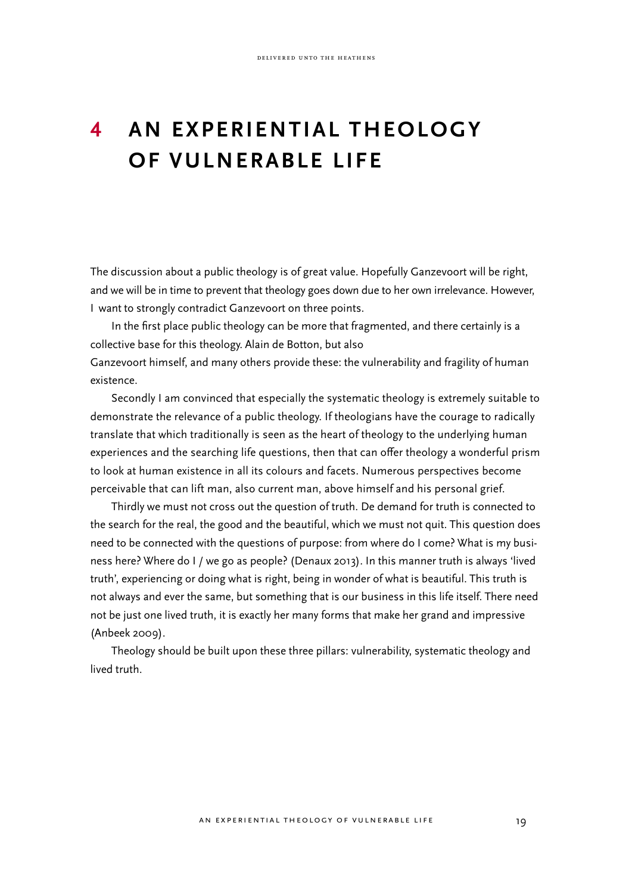# 4 AN EXPERIENTIAL THEOLOGY OF VULNERABLE LIFE

The discussion about a public theology is of great value. Hopefully Ganzevoort will be right, and we will be in time to prevent that theology goes down due to her own irrelevance. However, I want to strongly contradict Ganzevoort on three points.

In the first place public theology can be more that fragmented, and there certainly is a collective base for this theology. Alain de Botton, but also Ganzevoort himself, and many others provide these: the vulnerability and fragility of human existence.

Secondly I am convinced that especially the systematic theology is extremely suitable to demonstrate the relevance of a public theology. If theologians have the courage to radically translate that which traditionally is seen as the heart of theology to the underlying human experiences and the searching life questions, then that can offer theology a wonderful prism to look at human existence in all its colours and facets. Numerous perspectives become perceivable that can lift man, also current man, above himself and his personal grief.

Thirdly we must not cross out the question of truth. De demand for truth is connected to the search for the real, the good and the beautiful, which we must not quit. This question does need to be connected with the questions of purpose: from where do I come? What is my business here? Where do I / we go as people? (Denaux 2013). In this manner truth is always 'lived truth', experiencing or doing what is right, being in wonder of what is beautiful. This truth is not always and ever the same, but something that is our business in this life itself. There need not be just one lived truth, it is exactly her many forms that make her grand and impressive (Anbeek 2009).

Theology should be built upon these three pillars: vulnerability, systematic theology and lived truth.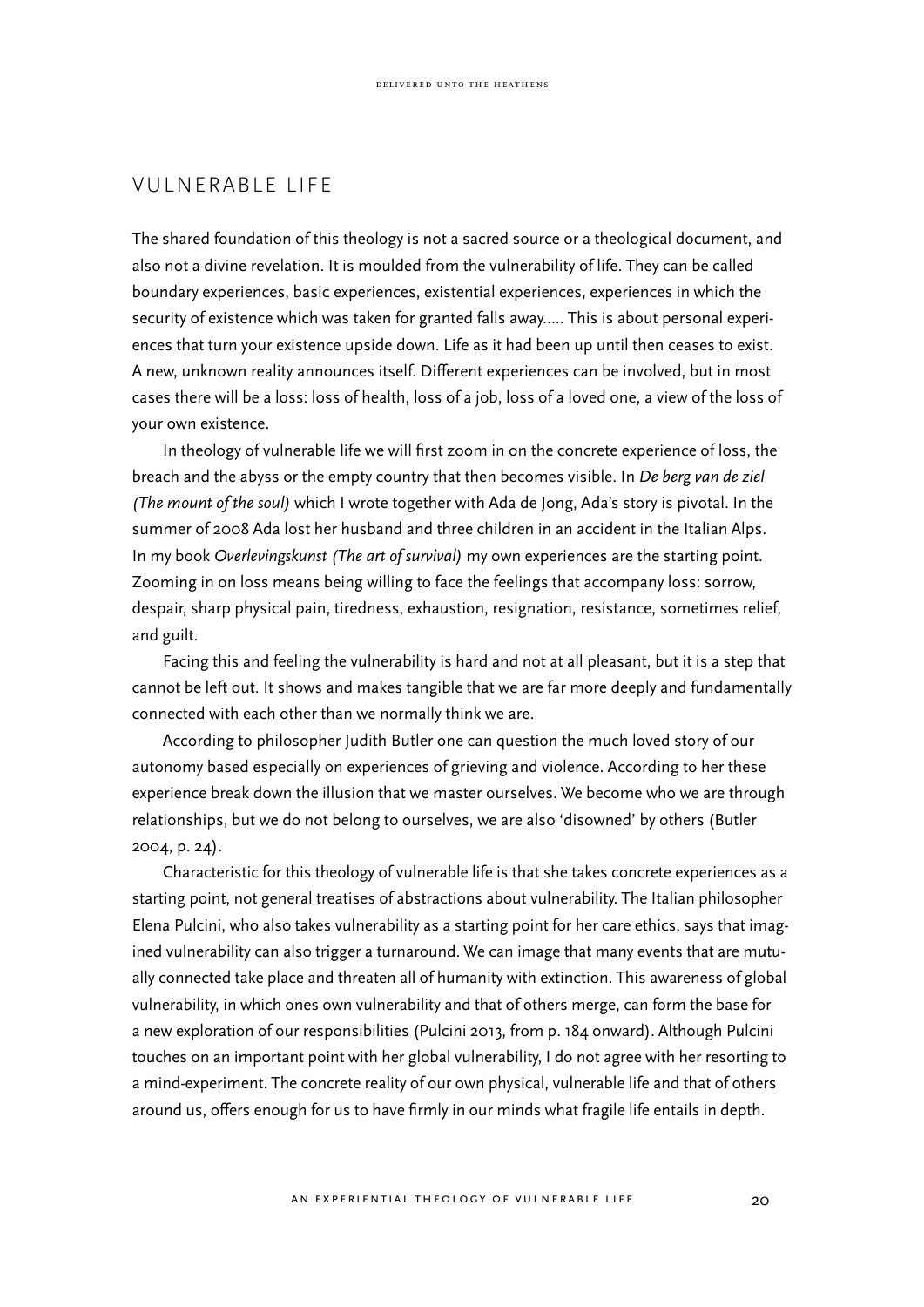## VULNERABLE LIFE

The shared foundation of this theology is not a sacred source or a theological document, and also not a divine revelation. It is moulded from the vulnerability of life. They can be called boundary experiences, basic experiences, existential experiences, experiences in which the security of existence which was taken for granted falls away….. This is about personal experiences that turn your existence upside down. Life as it had been up until then ceases to exist. A new, unknown reality announces itself. Different experiences can be involved, but in most cases there will be a loss: loss of health, loss of a job, loss of a loved one, a view of the loss of your own existence.

In theology of vulnerable life we will first zoom in on the concrete experience of loss, the breach and the abyss or the empty country that then becomes visible. In *De berg van de ziel (The mount of the soul)* which I wrote together with Ada de Jong, Ada's story is pivotal. In the summer of 2008 Ada lost her husband and three children in an accident in the Italian Alps. In my book *Overlevingskunst (The art of survival)* my own experiences are the starting point. Zooming in on loss means being willing to face the feelings that accompany loss: sorrow, despair, sharp physical pain, tiredness, exhaustion, resignation, resistance, sometimes relief, and guilt.

Facing this and feeling the vulnerability is hard and not at all pleasant, but it is a step that cannot be left out. It shows and makes tangible that we are far more deeply and fundamentally connected with each other than we normally think we are.

According to philosopher Judith Butler one can question the much loved story of our autonomy based especially on experiences of grieving and violence. According to her these experience break down the illusion that we master ourselves. We become who we are through relationships, but we do not belong to ourselves, we are also 'disowned' by others (Butler 2004, p. 24).

Characteristic for this theology of vulnerable life is that she takes concrete experiences as a starting point, not general treatises of abstractions about vulnerability. The Italian philosopher Elena Pulcini, who also takes vulnerability as a starting point for her care ethics, says that imagined vulnerability can also trigger a turnaround. We can image that many events that are mutually connected take place and threaten all of humanity with extinction. This awareness of global vulnerability, in which ones own vulnerability and that of others merge, can form the base for a new exploration of our responsibilities (Pulcini 2013, from p. 184 onward). Although Pulcini touches on an important point with her global vulnerability, I do not agree with her resorting to a mind-experiment. The concrete reality of our own physical, vulnerable life and that of others around us, offers enough for us to have firmly in our minds what fragile life entails in depth.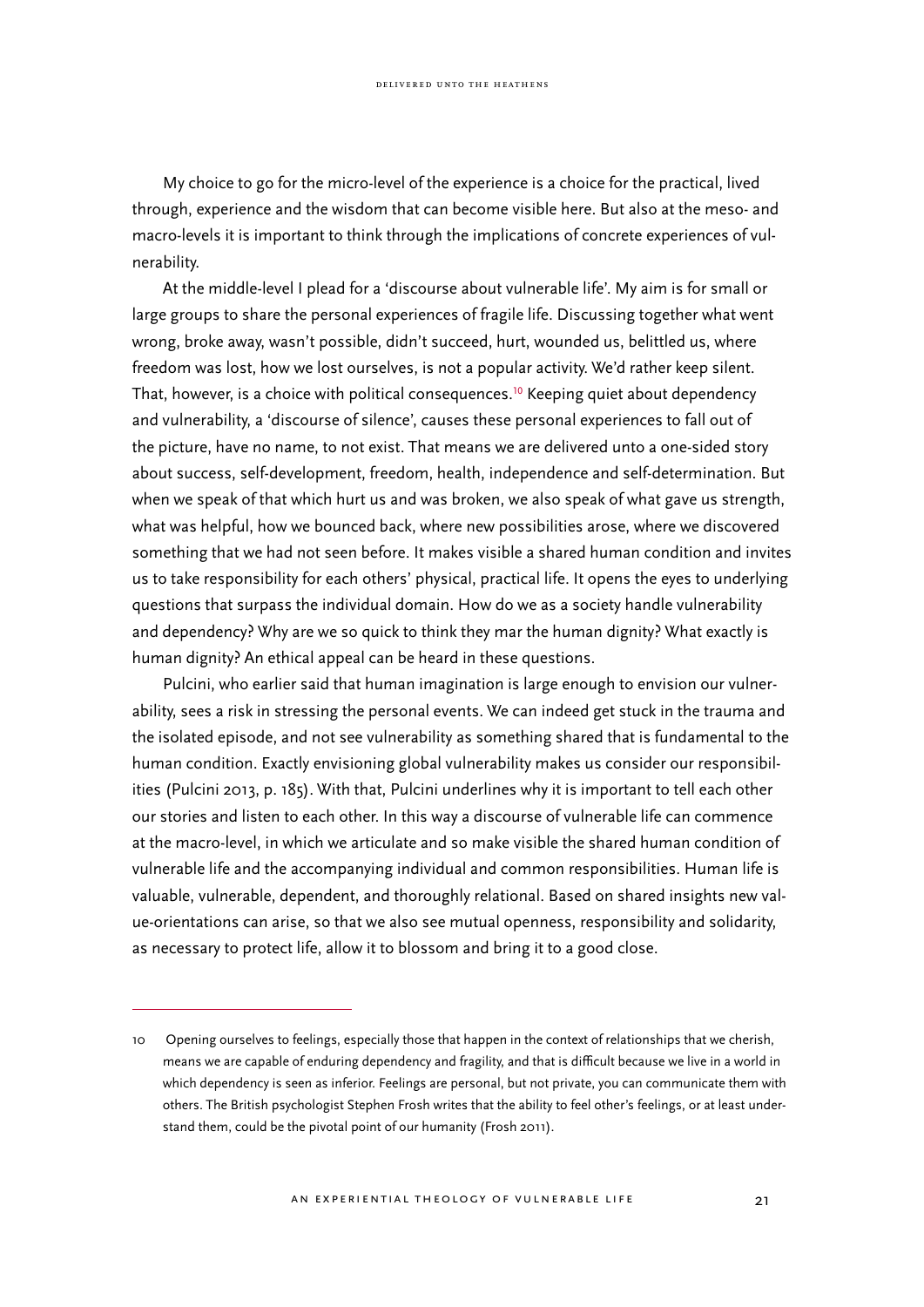My choice to go for the micro-level of the experience is a choice for the practical, lived through, experience and the wisdom that can become visible here. But also at the meso- and macro-levels it is important to think through the implications of concrete experiences of vulnerability.

At the middle-level I plead for a 'discourse about vulnerable life'. My aim is for small or large groups to share the personal experiences of fragile life. Discussing together what went wrong, broke away, wasn't possible, didn't succeed, hurt, wounded us, belittled us, where freedom was lost, how we lost ourselves, is not a popular activity. We'd rather keep silent. That, however, is a choice with political consequences.[10] Keeping quiet about dependency and vulnerability, a 'discourse of silence', causes these personal experiences to fall out of the picture, have no name, to not exist. That means we are delivered unto a one-sided story about success, self-development, freedom, health, independence and self-determination. But when we speak of that which hurt us and was broken, we also speak of what gave us strength, what was helpful, how we bounced back, where new possibilities arose, where we discovered something that we had not seen before. It makes visible a shared human condition and invites us to take responsibility for each others' physical, practical life. It opens the eyes to underlying questions that surpass the individual domain. How do we as a society handle vulnerability and dependency? Why are we so quick to think they mar the human dignity? What exactly is human dignity? An ethical appeal can be heard in these questions.

Pulcini, who earlier said that human imagination is large enough to envision our vulnerability, sees a risk in stressing the personal events. We can indeed get stuck in the trauma and the isolated episode, and not see vulnerability as something shared that is fundamental to the human condition. Exactly envisioning global vulnerability makes us consider our responsibilities (Pulcini 2013, p. 185). With that, Pulcini underlines why it is important to tell each other our stories and listen to each other. In this way a discourse of vulnerable life can commence at the macro-level, in which we articulate and so make visible the shared human condition of vulnerable life and the accompanying individual and common responsibilities. Human life is valuable, vulnerable, dependent, and thoroughly relational. Based on shared insights new value-orientations can arise, so that we also see mutual openness, responsibility and solidarity, as necessary to protect life, allow it to blossom and bring it to a good close.

---

10 Opening ourselves to feelings, especially those that happen in the context of relationships that we cherish, means we are capable of enduring dependency and fragility, and that is difficult because we live in a world in which dependency is seen as inferior. Feelings are personal, but not private, you can communicate them with others. The British psychologist Stephen Frosh writes that the ability to feel other's feelings, or at least understand them, could be the pivotal point of our humanity (Frosh 2011).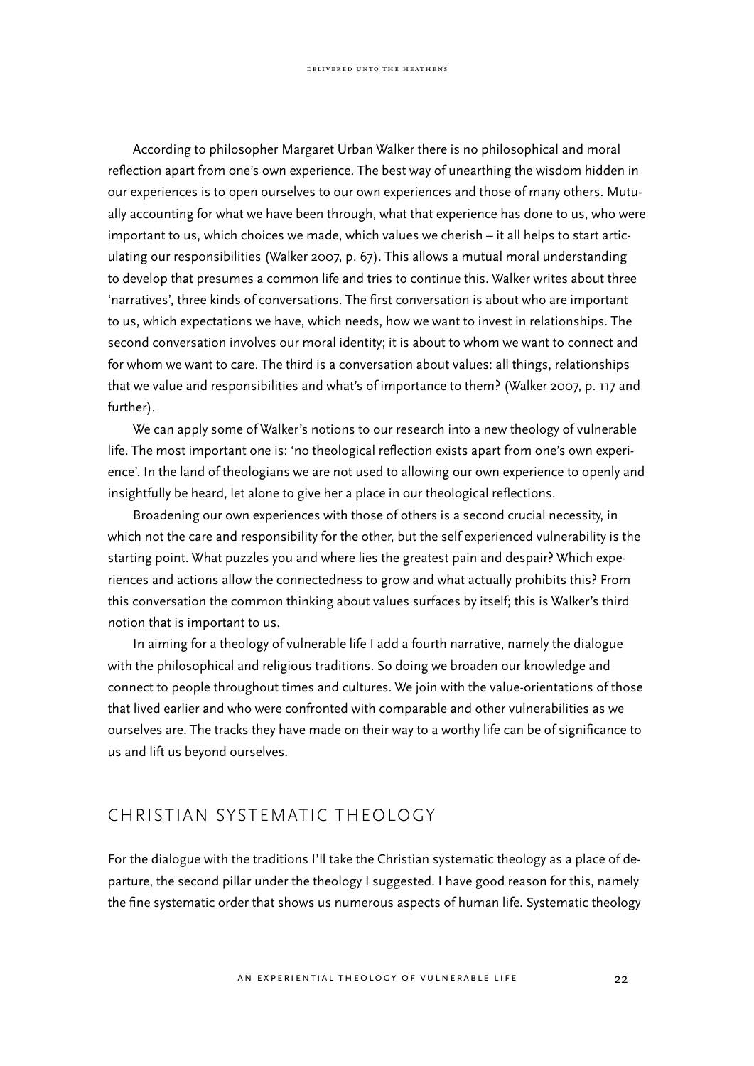According to philosopher Margaret Urban Walker there is no philosophical and moral reflection apart from one's own experience. The best way of unearthing the wisdom hidden in our experiences is to open ourselves to our own experiences and those of many others. Mutually accounting for what we have been through, what that experience has done to us, who were important to us, which choices we made, which values we cherish – it all helps to start articulating our responsibilities (Walker 2007, p. 67). This allows a mutual moral understanding to develop that presumes a common life and tries to continue this. Walker writes about three 'narratives', three kinds of conversations. The first conversation is about who are important to us, which expectations we have, which needs, how we want to invest in relationships. The second conversation involves our moral identity; it is about to whom we want to connect and for whom we want to care. The third is a conversation about values: all things, relationships that we value and responsibilities and what's of importance to them? (Walker 2007, p. 117 and further).

We can apply some of Walker's notions to our research into a new theology of vulnerable life. The most important one is: 'no theological reflection exists apart from one's own experience'. In the land of theologians we are not used to allowing our own experience to openly and insightfully be heard, let alone to give her a place in our theological reflections.

Broadening our own experiences with those of others is a second crucial necessity, in which not the care and responsibility for the other, but the self experienced vulnerability is the starting point. What puzzles you and where lies the greatest pain and despair? Which experiences and actions allow the connectedness to grow and what actually prohibits this? From this conversation the common thinking about values surfaces by itself; this is Walker's third notion that is important to us.

In aiming for a theology of vulnerable life I add a fourth narrative, namely the dialogue with the philosophical and religious traditions. So doing we broaden our knowledge and connect to people throughout times and cultures. We join with the value-orientations of those that lived earlier and who were confronted with comparable and other vulnerabilities as we ourselves are. The tracks they have made on their way to a worthy life can be of significance to us and lift us beyond ourselves.

## CHRISTIAN SYSTEMATIC THEOLOGY

For the dialogue with the traditions I'll take the Christian systematic theology as a place of departure, the second pillar under the theology I suggested. I have good reason for this, namely the fine systematic order that shows us numerous aspects of human life. Systematic theology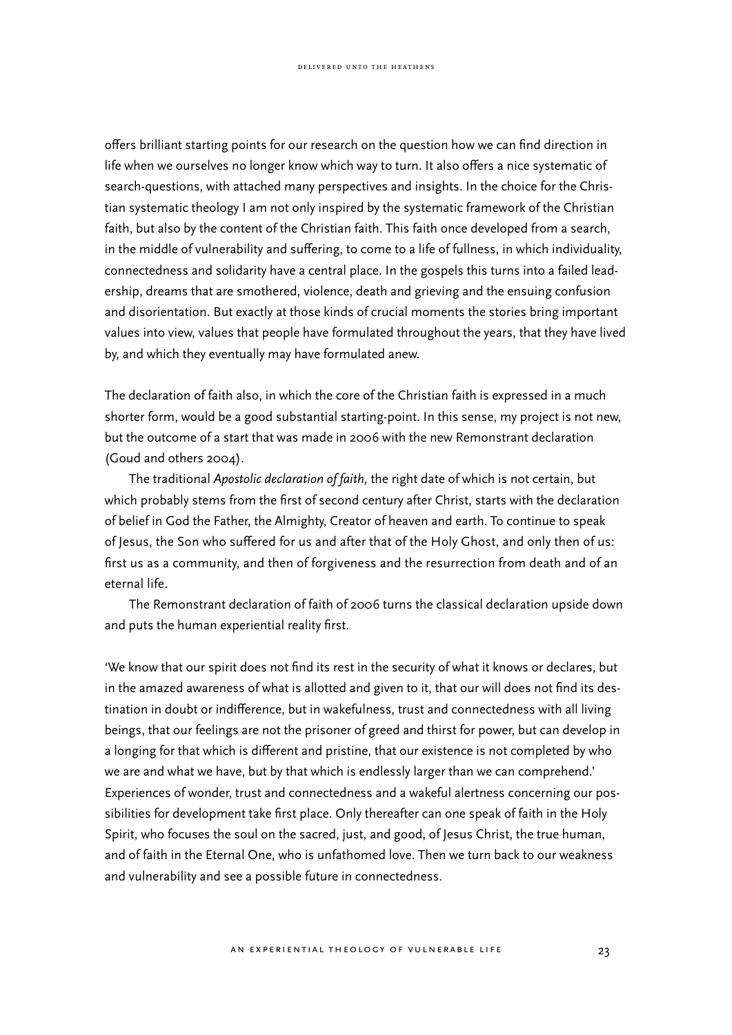offers brilliant starting points for our research on the question how we can find direction in life when we ourselves no longer know which way to turn. It also offers a nice systematic of search-questions, with attached many perspectives and insights. In the choice for the Christian systematic theology I am not only inspired by the systematic framework of the Christian faith, but also by the content of the Christian faith. This faith once developed from a search, in the middle of vulnerability and suffering, to come to a life of fullness, in which individuality, connectedness and solidarity have a central place. In the gospels this turns into a failed leadership, dreams that are smothered, violence, death and grieving and the ensuing confusion and disorientation. But exactly at those kinds of crucial moments the stories bring important values into view, values that people have formulated throughout the years, that they have lived by, and which they eventually may have formulated anew.

The declaration of faith also, in which the core of the Christian faith is expressed in a much shorter form, would be a good substantial starting-point. In this sense, my project is not new, but the outcome of a start that was made in 2006 with the new Remonstrant declaration (Goud and others 2004).

The traditional *Apostolic declaration of faith,* the right date of which is not certain, but which probably stems from the first of second century after Christ, starts with the declaration of belief in God the Father, the Almighty, Creator of heaven and earth. To continue to speak of Jesus, the Son who suffered for us and after that of the Holy Ghost, and only then of us: first us as a community, and then of forgiveness and the resurrection from death and of an eternal life.

The Remonstrant declaration of faith of 2006 turns the classical declaration upside down and puts the human experiential reality first.

'We know that our spirit does not find its rest in the security of what it knows or declares, but in the amazed awareness of what is allotted and given to it, that our will does not find its destination in doubt or indifference, but in wakefulness, trust and connectedness with all living beings, that our feelings are not the prisoner of greed and thirst for power, but can develop in a longing for that which is different and pristine, that our existence is not completed by who we are and what we have, but by that which is endlessly larger than we can comprehend.' Experiences of wonder, trust and connectedness and a wakeful alertness concerning our possibilities for development take first place. Only thereafter can one speak of faith in the Holy Spirit, who focuses the soul on the sacred, just, and good, of Jesus Christ, the true human, and of faith in the Eternal One, who is unfathomed love. Then we turn back to our weakness and vulnerability and see a possible future in connectedness.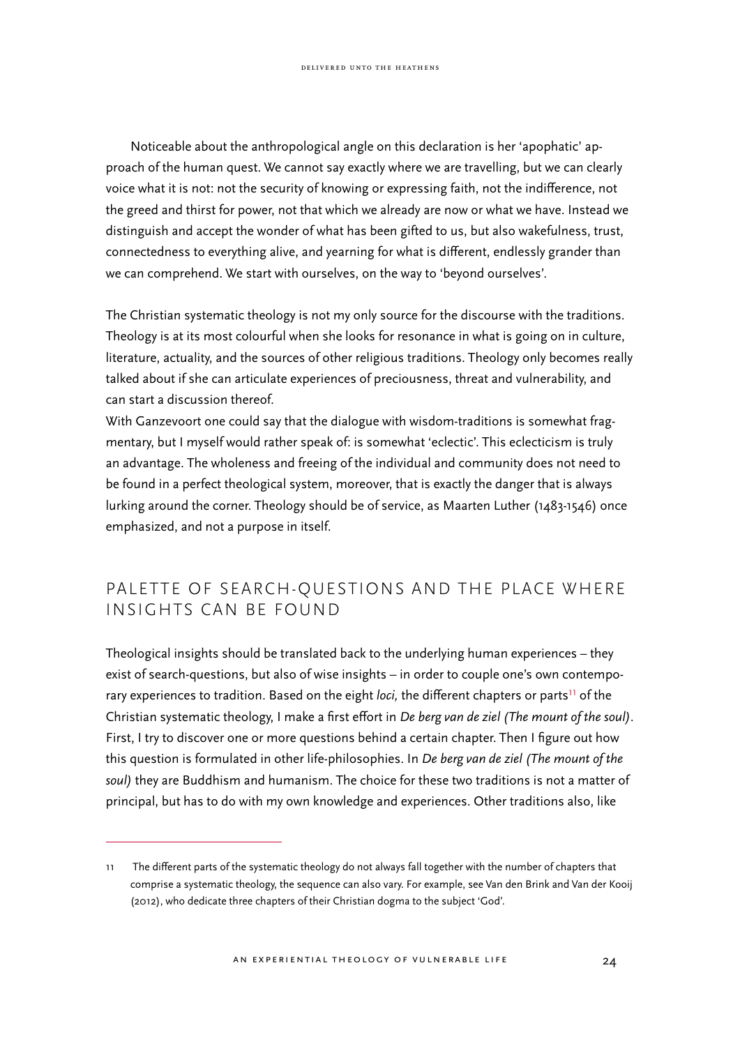Noticeable about the anthropological angle on this declaration is her 'apophatic' approach of the human quest. We cannot say exactly where we are travelling, but we can clearly voice what it is not: not the security of knowing or expressing faith, not the indifference, not the greed and thirst for power, not that which we already are now or what we have. Instead we distinguish and accept the wonder of what has been gifted to us, but also wakefulness, trust, connectedness to everything alive, and yearning for what is different, endlessly grander than we can comprehend. We start with ourselves, on the way to 'beyond ourselves'.

The Christian systematic theology is not my only source for the discourse with the traditions. Theology is at its most colourful when she looks for resonance in what is going on in culture, literature, actuality, and the sources of other religious traditions. Theology only becomes really talked about if she can articulate experiences of preciousness, threat and vulnerability, and can start a discussion thereof.

With Ganzevoort one could say that the dialogue with wisdom-traditions is somewhat fragmentary, but I myself would rather speak of: is somewhat 'eclectic'. This eclecticism is truly an advantage. The wholeness and freeing of the individual and community does not need to be found in a perfect theological system, moreover, that is exactly the danger that is always lurking around the corner. Theology should be of service, as Maarten Luther (1483-1546) once emphasized, and not a purpose in itself.

## PALETTE OF SEARCH-QUESTIONS AND THE PLACE WHERE INSIGHTS CAN BE FOUND

Theological insights should be translated back to the underlying human experiences – they exist of search-questions, but also of wise insights – in order to couple one's own contemporary experiences to tradition. Based on the eight *loci,* the different chapters or parts[11] of the Christian systematic theology, I make a first effort in *De berg van de ziel (The mount of the soul)*. First, I try to discover one or more questions behind a certain chapter. Then I figure out how this question is formulated in other life-philosophies. In *De berg van de ziel (The mount of the soul)* they are Buddhism and humanism. The choice for these two traditions is not a matter of principal, but has to do with my own knowledge and experiences. Other traditions also, like

---

11 The different parts of the systematic theology do not always fall together with the number of chapters that comprise a systematic theology, the sequence can also vary. For example, see Van den Brink and Van der Kooij (2012), who dedicate three chapters of their Christian dogma to the subject 'God'.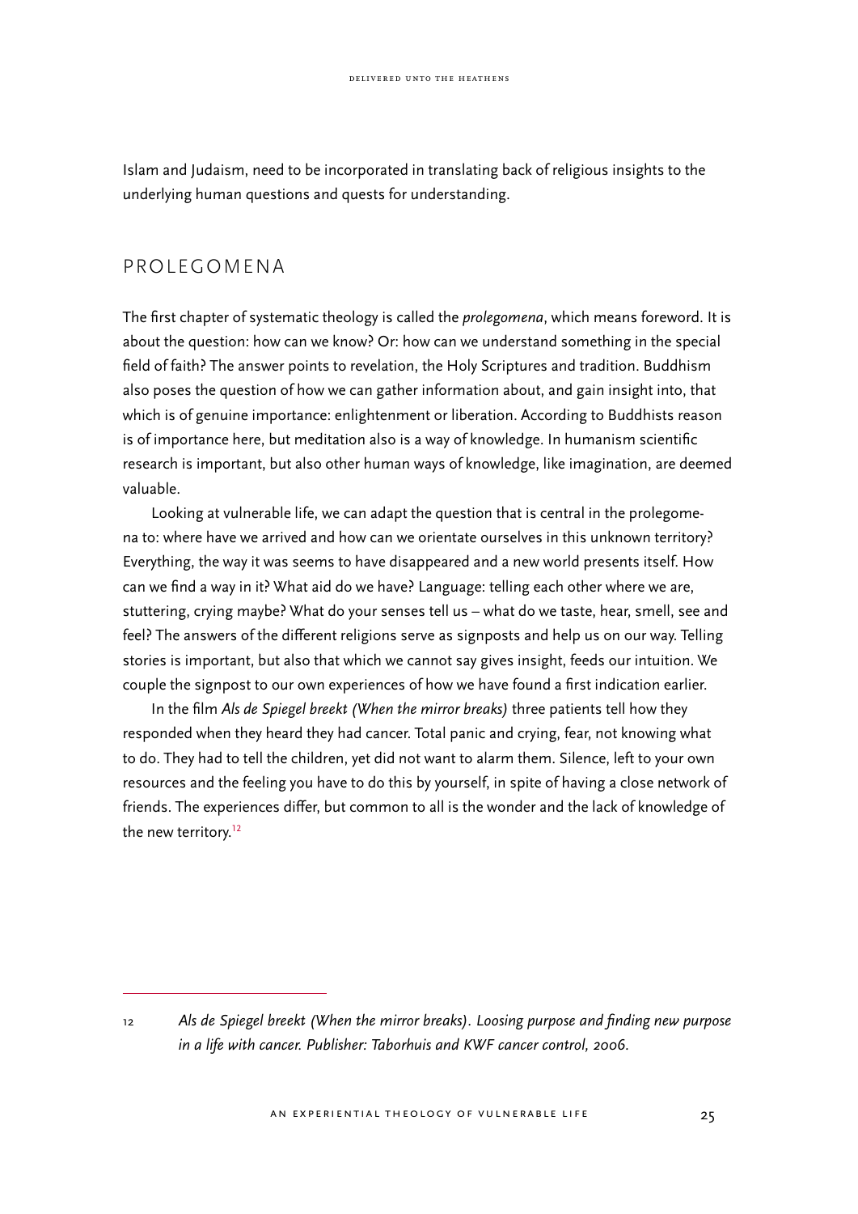Islam and Judaism, need to be incorporated in translating back of religious insights to the underlying human questions and quests for understanding.

## PROLEGOMENA

The first chapter of systematic theology is called the *prolegomena*, which means foreword. It is about the question: how can we know? Or: how can we understand something in the special field of faith? The answer points to revelation, the Holy Scriptures and tradition. Buddhism also poses the question of how we can gather information about, and gain insight into, that which is of genuine importance: enlightenment or liberation. According to Buddhists reason is of importance here, but meditation also is a way of knowledge. In humanism scientific research is important, but also other human ways of knowledge, like imagination, are deemed valuable.

Looking at vulnerable life, we can adapt the question that is central in the prolegomena to: where have we arrived and how can we orientate ourselves in this unknown territory? Everything, the way it was seems to have disappeared and a new world presents itself. How can we find a way in it? What aid do we have? Language: telling each other where we are, stuttering, crying maybe? What do your senses tell us – what do we taste, hear, smell, see and feel? The answers of the different religions serve as signposts and help us on our way. Telling stories is important, but also that which we cannot say gives insight, feeds our intuition. We couple the signpost to our own experiences of how we have found a first indication earlier.

In the film *Als de Spiegel breekt (When the mirror breaks)* three patients tell how they responded when they heard they had cancer. Total panic and crying, fear, not knowing what to do. They had to tell the children, yet did not want to alarm them. Silence, left to your own resources and the feeling you have to do this by yourself, in spite of having a close network of friends. The experiences differ, but common to all is the wonder and the lack of knowledge of the new territory.[12]

---

12 *Als de Spiegel breekt (When the mirror breaks). Loosing purpose and finding new purpose in a life with cancer. Publisher: Taborhuis and KWF cancer control, 2006.*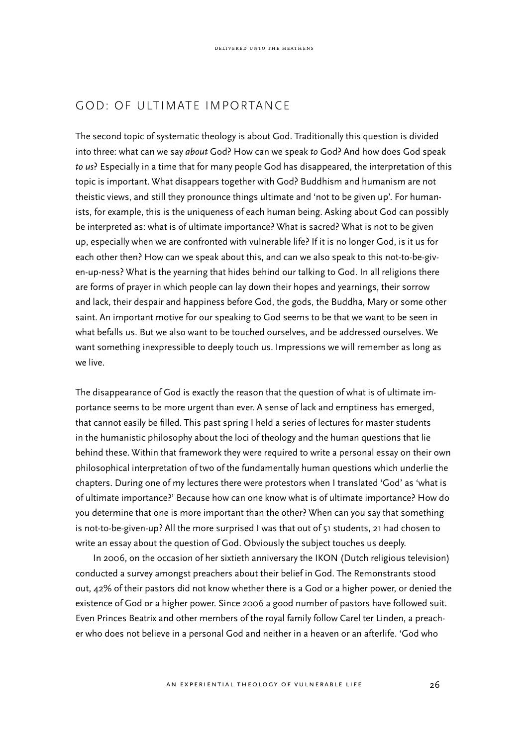## GOD: OF ULTIMATE IMPORTANCE

The second topic of systematic theology is about God. Traditionally this question is divided into three: what can we say *about* God? How can we speak *to* God? And how does God speak *to us*? Especially in a time that for many people God has disappeared, the interpretation of this topic is important. What disappears together with God? Buddhism and humanism are not theistic views, and still they pronounce things ultimate and 'not to be given up'. For humanists, for example, this is the uniqueness of each human being. Asking about God can possibly be interpreted as: what is of ultimate importance? What is sacred? What is not to be given up, especially when we are confronted with vulnerable life? If it is no longer God, is it us for each other then? How can we speak about this, and can we also speak to this not-to-be-given-up-ness? What is the yearning that hides behind our talking to God. In all religions there are forms of prayer in which people can lay down their hopes and yearnings, their sorrow and lack, their despair and happiness before God, the gods, the Buddha, Mary or some other saint. An important motive for our speaking to God seems to be that we want to be seen in what befalls us. But we also want to be touched ourselves, and be addressed ourselves. We want something inexpressible to deeply touch us. Impressions we will remember as long as we live.

The disappearance of God is exactly the reason that the question of what is of ultimate importance seems to be more urgent than ever. A sense of lack and emptiness has emerged, that cannot easily be filled. This past spring I held a series of lectures for master students in the humanistic philosophy about the loci of theology and the human questions that lie behind these. Within that framework they were required to write a personal essay on their own philosophical interpretation of two of the fundamentally human questions which underlie the chapters. During one of my lectures there were protestors when I translated 'God' as 'what is of ultimate importance?' Because how can one know what is of ultimate importance? How do you determine that one is more important than the other? When can you say that something is not-to-be-given-up? All the more surprised I was that out of 51 students, 21 had chosen to write an essay about the question of God. Obviously the subject touches us deeply.

In 2006, on the occasion of her sixtieth anniversary the IKON (Dutch religious television) conducted a survey amongst preachers about their belief in God. The Remonstrants stood out, 42% of their pastors did not know whether there is a God or a higher power, or denied the existence of God or a higher power. Since 2006 a good number of pastors have followed suit. Even Princes Beatrix and other members of the royal family follow Carel ter Linden, a preacher who does not believe in a personal God and neither in a heaven or an afterlife. 'God who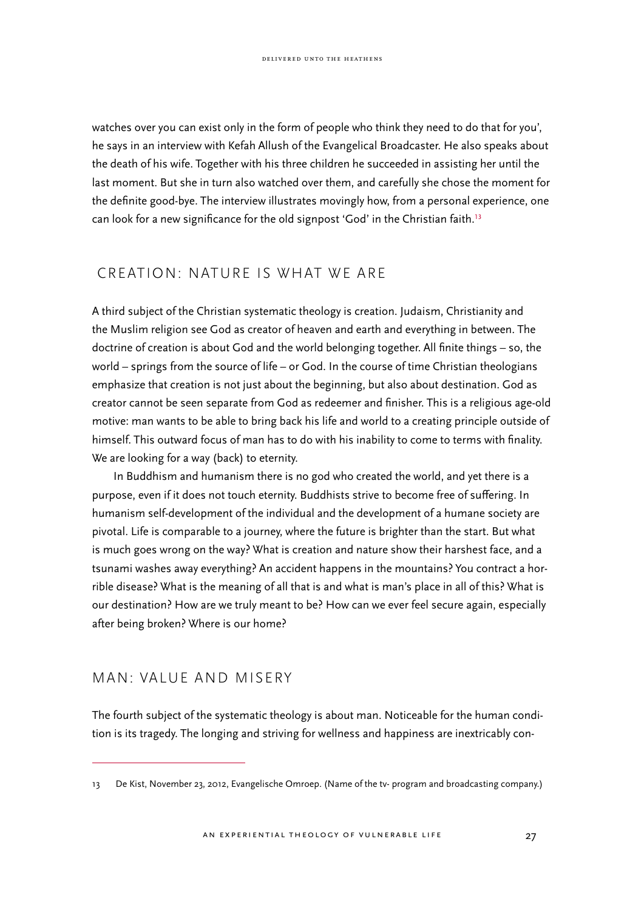watches over you can exist only in the form of people who think they need to do that for you', he says in an interview with Kefah Allush of the Evangelical Broadcaster. He also speaks about the death of his wife. Together with his three children he succeeded in assisting her until the last moment. But she in turn also watched over them, and carefully she chose the moment for the definite good-bye. The interview illustrates movingly how, from a personal experience, one can look for a new significance for the old signpost 'God' in the Christian faith.[13]

## CREATION: NATURE IS WHAT WE ARE

A third subject of the Christian systematic theology is creation. Judaism, Christianity and the Muslim religion see God as creator of heaven and earth and everything in between. The doctrine of creation is about God and the world belonging together. All finite things – so, the world – springs from the source of life – or God. In the course of time Christian theologians emphasize that creation is not just about the beginning, but also about destination. God as creator cannot be seen separate from God as redeemer and finisher. This is a religious age-old motive: man wants to be able to bring back his life and world to a creating principle outside of himself. This outward focus of man has to do with his inability to come to terms with finality. We are looking for a way (back) to eternity.

In Buddhism and humanism there is no god who created the world, and yet there is a purpose, even if it does not touch eternity. Buddhists strive to become free of suffering. In humanism self-development of the individual and the development of a humane society are pivotal. Life is comparable to a journey, where the future is brighter than the start. But what is much goes wrong on the way? What is creation and nature show their harshest face, and a tsunami washes away everything? An accident happens in the mountains? You contract a horrible disease? What is the meaning of all that is and what is man's place in all of this? What is our destination? How are we truly meant to be? How can we ever feel secure again, especially after being broken? Where is our home?

## MAN: VALUE AND MISERY

The fourth subject of the systematic theology is about man. Noticeable for the human condition is its tragedy. The longing and striving for wellness and happiness are inextricably con-

---

13 De Kist, November 23, 2012, Evangelische Omroep. (Name of the tv- program and broadcasting company.)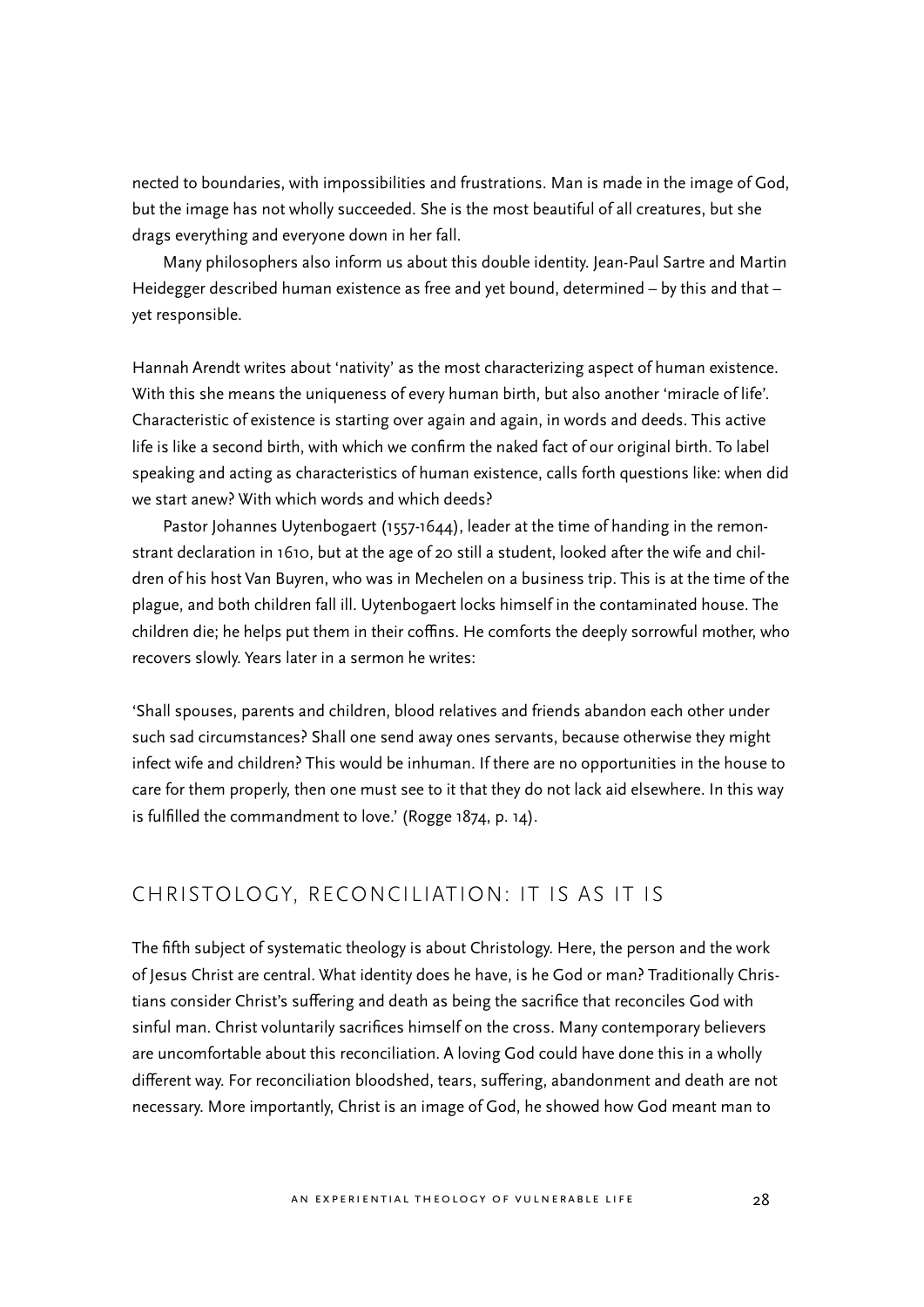nected to boundaries, with impossibilities and frustrations. Man is made in the image of God, but the image has not wholly succeeded. She is the most beautiful of all creatures, but she drags everything and everyone down in her fall.

Many philosophers also inform us about this double identity. Jean-Paul Sartre and Martin Heidegger described human existence as free and yet bound, determined – by this and that – yet responsible.

Hannah Arendt writes about 'nativity' as the most characterizing aspect of human existence. With this she means the uniqueness of every human birth, but also another 'miracle of life'. Characteristic of existence is starting over again and again, in words and deeds. This active life is like a second birth, with which we confirm the naked fact of our original birth. To label speaking and acting as characteristics of human existence, calls forth questions like: when did we start anew? With which words and which deeds?

Pastor Johannes Uytenbogaert (1557-1644), leader at the time of handing in the remonstrant declaration in 1610, but at the age of 20 still a student, looked after the wife and children of his host Van Buyren, who was in Mechelen on a business trip. This is at the time of the plague, and both children fall ill. Uytenbogaert locks himself in the contaminated house. The children die; he helps put them in their coffins. He comforts the deeply sorrowful mother, who recovers slowly. Years later in a sermon he writes:

'Shall spouses, parents and children, blood relatives and friends abandon each other under such sad circumstances? Shall one send away ones servants, because otherwise they might infect wife and children? This would be inhuman. If there are no opportunities in the house to care for them properly, then one must see to it that they do not lack aid elsewhere. In this way is fulfilled the commandment to love.' (Rogge 1874, p. 14).

## CHRISTOLOGY, RECONCILIATION: IT IS AS IT IS

The fifth subject of systematic theology is about Christology. Here, the person and the work of Jesus Christ are central. What identity does he have, is he God or man? Traditionally Christians consider Christ's suffering and death as being the sacrifice that reconciles God with sinful man. Christ voluntarily sacrifices himself on the cross. Many contemporary believers are uncomfortable about this reconciliation. A loving God could have done this in a wholly different way. For reconciliation bloodshed, tears, suffering, abandonment and death are not necessary. More importantly, Christ is an image of God, he showed how God meant man to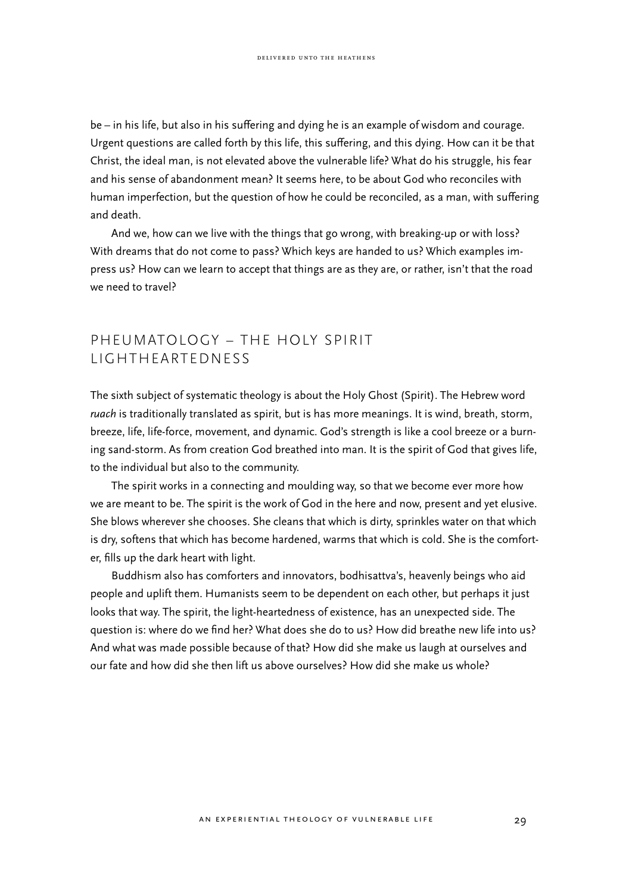be – in his life, but also in his suffering and dying he is an example of wisdom and courage. Urgent questions are called forth by this life, this suffering, and this dying. How can it be that Christ, the ideal man, is not elevated above the vulnerable life? What do his struggle, his fear and his sense of abandonment mean? It seems here, to be about God who reconciles with human imperfection, but the question of how he could be reconciled, as a man, with suffering and death.

And we, how can we live with the things that go wrong, with breaking-up or with loss? With dreams that do not come to pass? Which keys are handed to us? Which examples impress us? How can we learn to accept that things are as they are, or rather, isn't that the road we need to travel?

## PHEUMATOLOGY – THE HOLY SPIRIT LIGHTHEARTEDNESS

The sixth subject of systematic theology is about the Holy Ghost (Spirit). The Hebrew word *ruach* is traditionally translated as spirit, but is has more meanings. It is wind, breath, storm, breeze, life, life-force, movement, and dynamic. God's strength is like a cool breeze or a burning sand-storm. As from creation God breathed into man. It is the spirit of God that gives life, to the individual but also to the community.

The spirit works in a connecting and moulding way, so that we become ever more how we are meant to be. The spirit is the work of God in the here and now, present and yet elusive. She blows wherever she chooses. She cleans that which is dirty, sprinkles water on that which is dry, softens that which has become hardened, warms that which is cold. She is the comforter, fills up the dark heart with light.

Buddhism also has comforters and innovators, bodhisattva's, heavenly beings who aid people and uplift them. Humanists seem to be dependent on each other, but perhaps it just looks that way. The spirit, the light-heartedness of existence, has an unexpected side. The question is: where do we find her? What does she do to us? How did breathe new life into us? And what was made possible because of that? How did she make us laugh at ourselves and our fate and how did she then lift us above ourselves? How did she make us whole?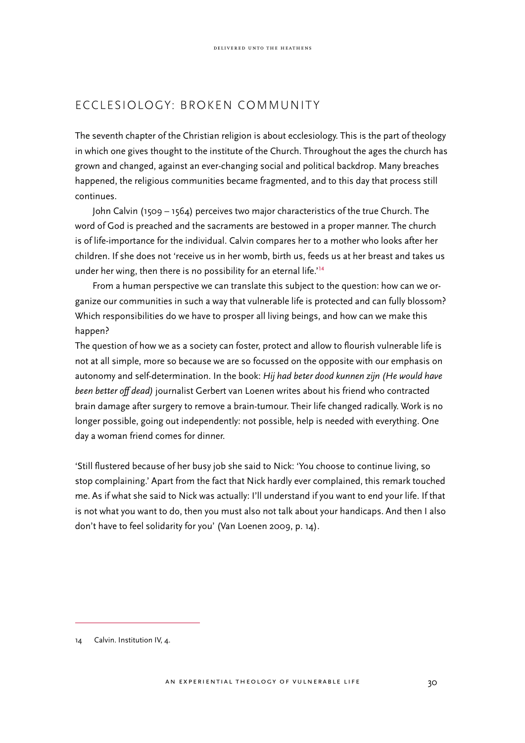## ECCLESIOLOGY: BROKEN COMMUNITY

The seventh chapter of the Christian religion is about ecclesiology. This is the part of theology in which one gives thought to the institute of the Church. Throughout the ages the church has grown and changed, against an ever-changing social and political backdrop. Many breaches happened, the religious communities became fragmented, and to this day that process still continues.

John Calvin (1509 – 1564) perceives two major characteristics of the true Church. The word of God is preached and the sacraments are bestowed in a proper manner. The church is of life-importance for the individual. Calvin compares her to a mother who looks after her children. If she does not 'receive us in her womb, birth us, feeds us at her breast and takes us under her wing, then there is no possibility for an eternal life.'[14]

From a human perspective we can translate this subject to the question: how can we organize our communities in such a way that vulnerable life is protected and can fully blossom? Which responsibilities do we have to prosper all living beings, and how can we make this happen?

The question of how we as a society can foster, protect and allow to flourish vulnerable life is not at all simple, more so because we are so focussed on the opposite with our emphasis on autonomy and self-determination. In the book: *Hij had beter dood kunnen zijn (He would have been better off dead)* journalist Gerbert van Loenen writes about his friend who contracted brain damage after surgery to remove a brain-tumour. Their life changed radically. Work is no longer possible, going out independently: not possible, help is needed with everything. One day a woman friend comes for dinner.

'Still flustered because of her busy job she said to Nick: 'You choose to continue living, so stop complaining.' Apart from the fact that Nick hardly ever complained, this remark touched me. As if what she said to Nick was actually: I'll understand if you want to end your life. If that is not what you want to do, then you must also not talk about your handicaps. And then I also don't have to feel solidarity for you' (Van Loenen 2009, p. 14).

---

14 Calvin. Institution IV, 4.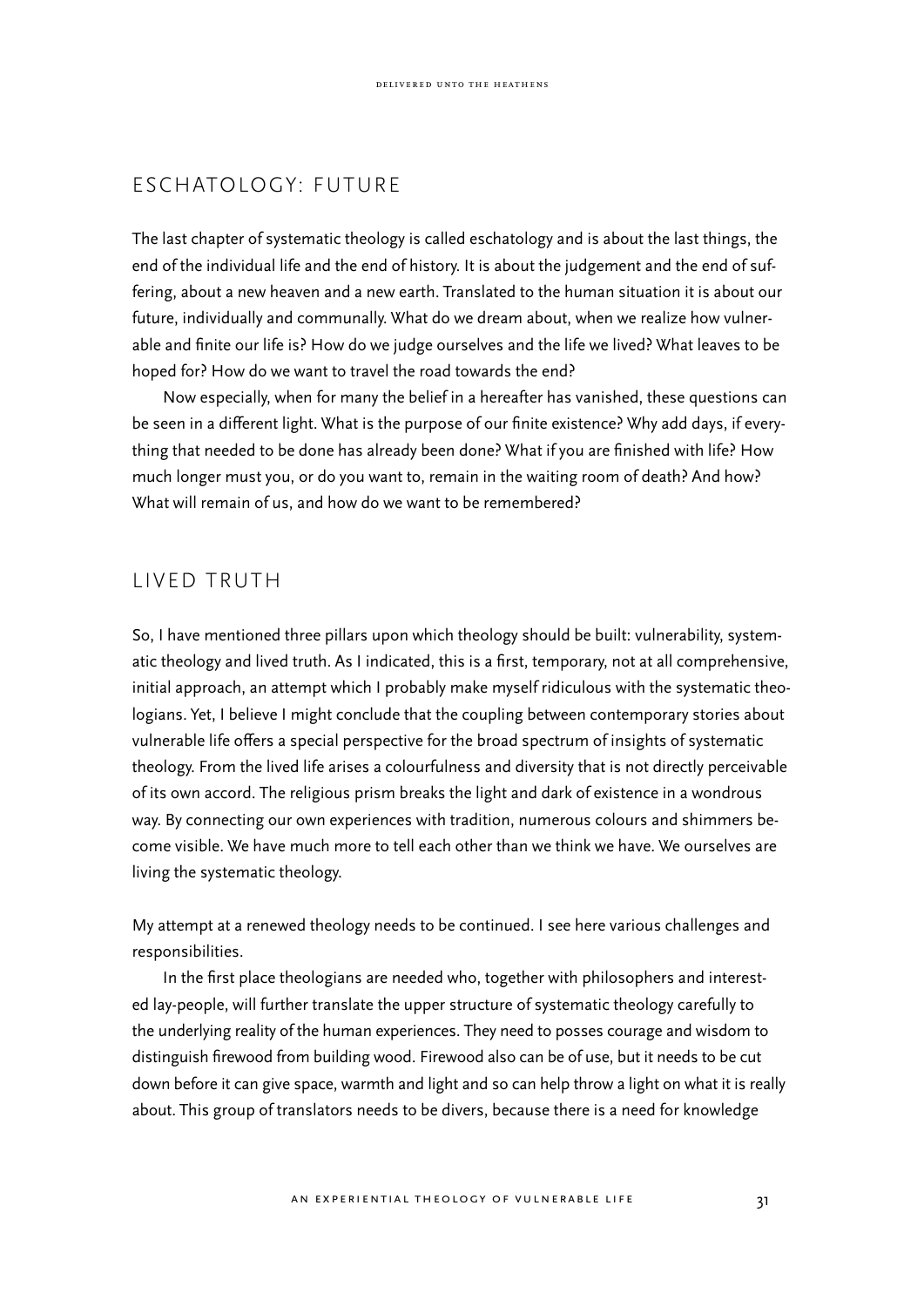## ESCHATOLOGY: FUTURE

The last chapter of systematic theology is called eschatology and is about the last things, the end of the individual life and the end of history. It is about the judgement and the end of suffering, about a new heaven and a new earth. Translated to the human situation it is about our future, individually and communally. What do we dream about, when we realize how vulnerable and finite our life is? How do we judge ourselves and the life we lived? What leaves to be hoped for? How do we want to travel the road towards the end?

Now especially, when for many the belief in a hereafter has vanished, these questions can be seen in a different light. What is the purpose of our finite existence? Why add days, if everything that needed to be done has already been done? What if you are finished with life? How much longer must you, or do you want to, remain in the waiting room of death? And how? What will remain of us, and how do we want to be remembered?

## LIVED TRUTH

So, I have mentioned three pillars upon which theology should be built: vulnerability, systematic theology and lived truth. As I indicated, this is a first, temporary, not at all comprehensive, initial approach, an attempt which I probably make myself ridiculous with the systematic theologians. Yet, I believe I might conclude that the coupling between contemporary stories about vulnerable life offers a special perspective for the broad spectrum of insights of systematic theology. From the lived life arises a colourfulness and diversity that is not directly perceivable of its own accord. The religious prism breaks the light and dark of existence in a wondrous way. By connecting our own experiences with tradition, numerous colours and shimmers become visible. We have much more to tell each other than we think we have. We ourselves are living the systematic theology.

My attempt at a renewed theology needs to be continued. I see here various challenges and responsibilities.

In the first place theologians are needed who, together with philosophers and interested lay-people, will further translate the upper structure of systematic theology carefully to the underlying reality of the human experiences. They need to posses courage and wisdom to distinguish firewood from building wood. Firewood also can be of use, but it needs to be cut down before it can give space, warmth and light and so can help throw a light on what it is really about. This group of translators needs to be divers, because there is a need for knowledge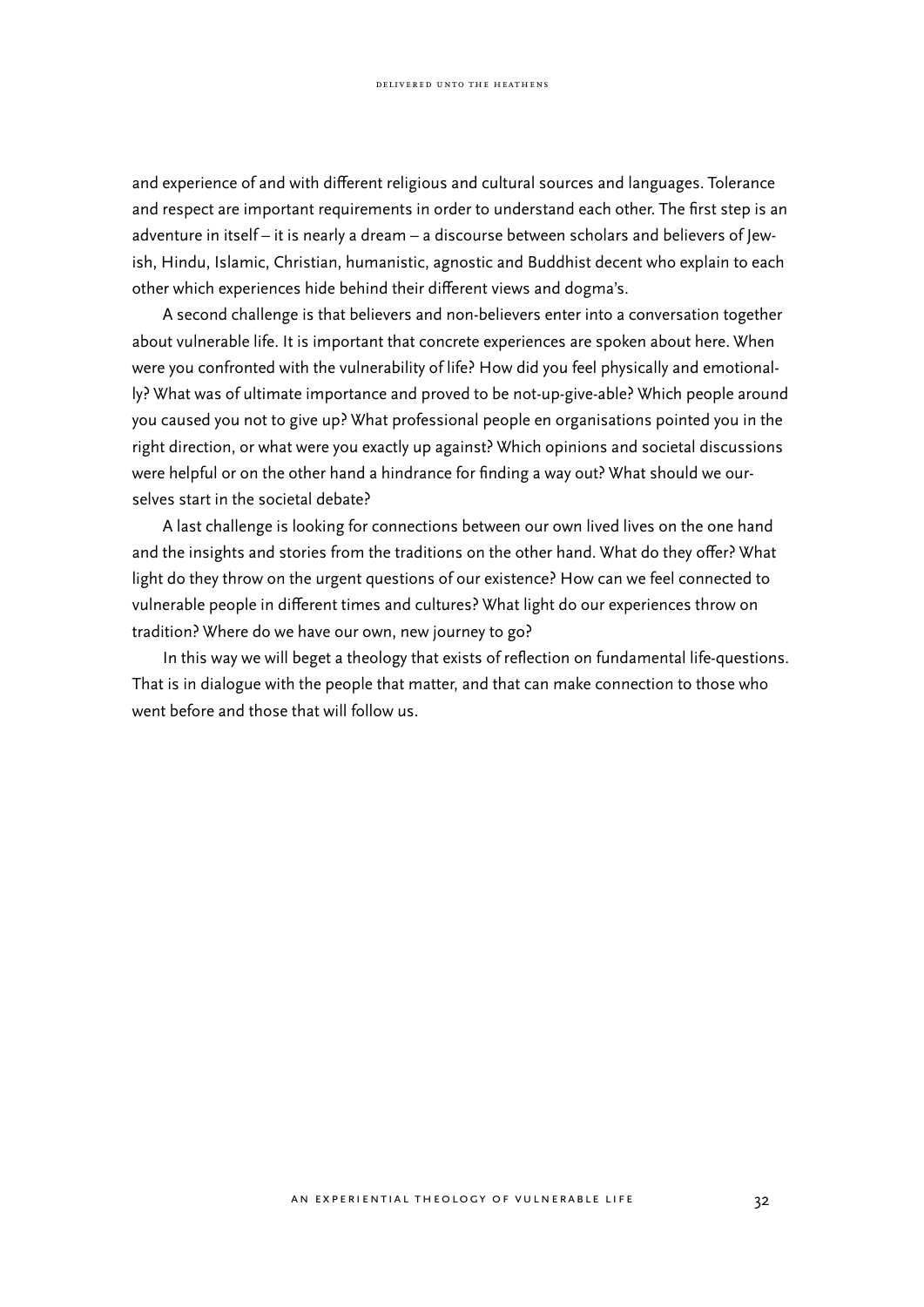and experience of and with different religious and cultural sources and languages. Tolerance and respect are important requirements in order to understand each other. The first step is an adventure in itself – it is nearly a dream – a discourse between scholars and believers of Jewish, Hindu, Islamic, Christian, humanistic, agnostic and Buddhist decent who explain to each other which experiences hide behind their different views and dogma's.

A second challenge is that believers and non-believers enter into a conversation together about vulnerable life. It is important that concrete experiences are spoken about here. When were you confronted with the vulnerability of life? How did you feel physically and emotionally? What was of ultimate importance and proved to be not-up-give-able? Which people around you caused you not to give up? What professional people en organisations pointed you in the right direction, or what were you exactly up against? Which opinions and societal discussions were helpful or on the other hand a hindrance for finding a way out? What should we ourselves start in the societal debate?

A last challenge is looking for connections between our own lived lives on the one hand and the insights and stories from the traditions on the other hand. What do they offer? What light do they throw on the urgent questions of our existence? How can we feel connected to vulnerable people in different times and cultures? What light do our experiences throw on tradition? Where do we have our own, new journey to go?

In this way we will beget a theology that exists of reflection on fundamental life-questions. That is in dialogue with the people that matter, and that can make connection to those who went before and those that will follow us.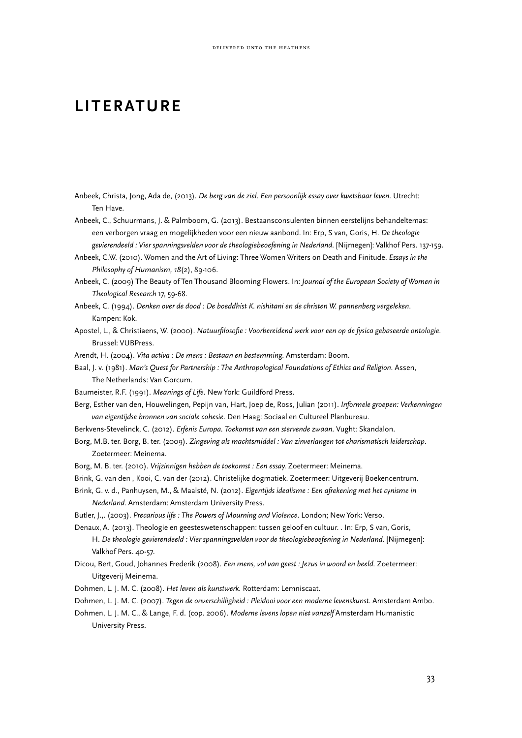# LITERATURE

Anbeek, Christa, Jong, Ada de, (2013). *De berg van de ziel. Een persoonlijk essay over kwetsbaar leven.* Utrecht: Ten Have.

Anbeek, C., Schuurmans, J. & Palmboom, G. (2013). Bestaansconsulenten binnen eerstelijns behandeltemas: een verborgen vraag en mogelijkheden voor een nieuw aanbond. In: Erp, S van, Goris, H. *De theologie gevierendeeld : Vier spanningsvelden voor de theologiebeoefening in Nederland.* [Nijmegen]: Valkhof Pers. 137-159.

Anbeek, C.W. (2010). Women and the Art of Living: Three Women Writers on Death and Finitude. *Essays in the Philosophy of Humanism, 18*(2), 89-106.

Anbeek, C. (2009) The Beauty of Ten Thousand Blooming Flowers. In: *Journal of the European Society of Women in Theological Research* 17, 59-68.

Anbeek, C. (1994). *Denken over de dood : De boeddhist K. nishitani en de christen W. pannenberg vergeleken.* Kampen: Kok.

Apostel, L., & Christiaens, W. (2000). *Natuurfilosofie : Voorbereidend werk voor een op de fysica gebaseerde ontologie.* Brussel: VUBPress.

Arendt, H. (2004). *Vita activa : De mens : Bestaan en bestemming.* Amsterdam: Boom.

Baal, J. v. (1981). *Man's Quest for Partnership : The Anthropological Foundations of Ethics and Religion.* Assen, The Netherlands: Van Gorcum.

Baumeister, R.F. (1991). *Meanings of Life.* New York: Guildford Press.

Berg, Esther van den, Houwelingen, Pepijn van, Hart, Joep de, Ross, Julian (2011). *Informele groepen: Verkenningen van eigentijdse bronnen van sociale cohesie.* Den Haag: Sociaal en Cultureel Planbureau.

Berkvens-Stevelinck, C. (2012). *Erfenis Europa. Toekomst van een stervende zwaan.* Vught: Skandalon.

Borg, M.B. ter. Borg, B. ter. (2009). *Zingeving als machtsmiddel : Van zinverlangen tot charismatisch leiderschap.* Zoetermeer: Meinema.

Borg, M. B. ter. (2010). *Vrijzinnigen hebben de toekomst : Een essay.* Zoetermeer: Meinema.

Brink, G. van den , Kooi, C. van der (2012). Christelijke dogmatiek. Zoetermeer: Uitgeverij Boekencentrum.

Brink, G. v. d., Panhuysen, M., & Maalsté, N. (2012). *Eigentijds idealisme : Een afrekening met het cynisme in Nederland.* Amsterdam: Amsterdam University Press.

Butler, J.,. (2003). *Precarious life : The Powers of Mourning and Violence.* London; New York: Verso.

Denaux, A. (2013). Theologie en geesteswetenschappen: tussen geloof en cultuur. . In: Erp, S van, Goris, H. *De theologie gevierendeeld : Vier spanningsvelden voor de theologiebeoefening in Nederland.* [Nijmegen]: Valkhof Pers. 40-57.

Dicou, Bert, Goud, Johannes Frederik (2008). *Een mens, vol van geest : Jezus in woord en beeld.* Zoetermeer: Uitgeverij Meinema.

Dohmen, L. J. M. C. (2008). *Het leven als kunstwerk.* Rotterdam: Lemniscaat.

Dohmen, L. J. M. C. (2007). *Tegen de onverschilligheid : Pleidooi voor een moderne levenskunst.* Amsterdam Ambo.

Dohmen, L. J. M. C., & Lange, F. d. (cop. 2006). *Moderne levens lopen niet vanzelf* Amsterdam Humanistic University Press.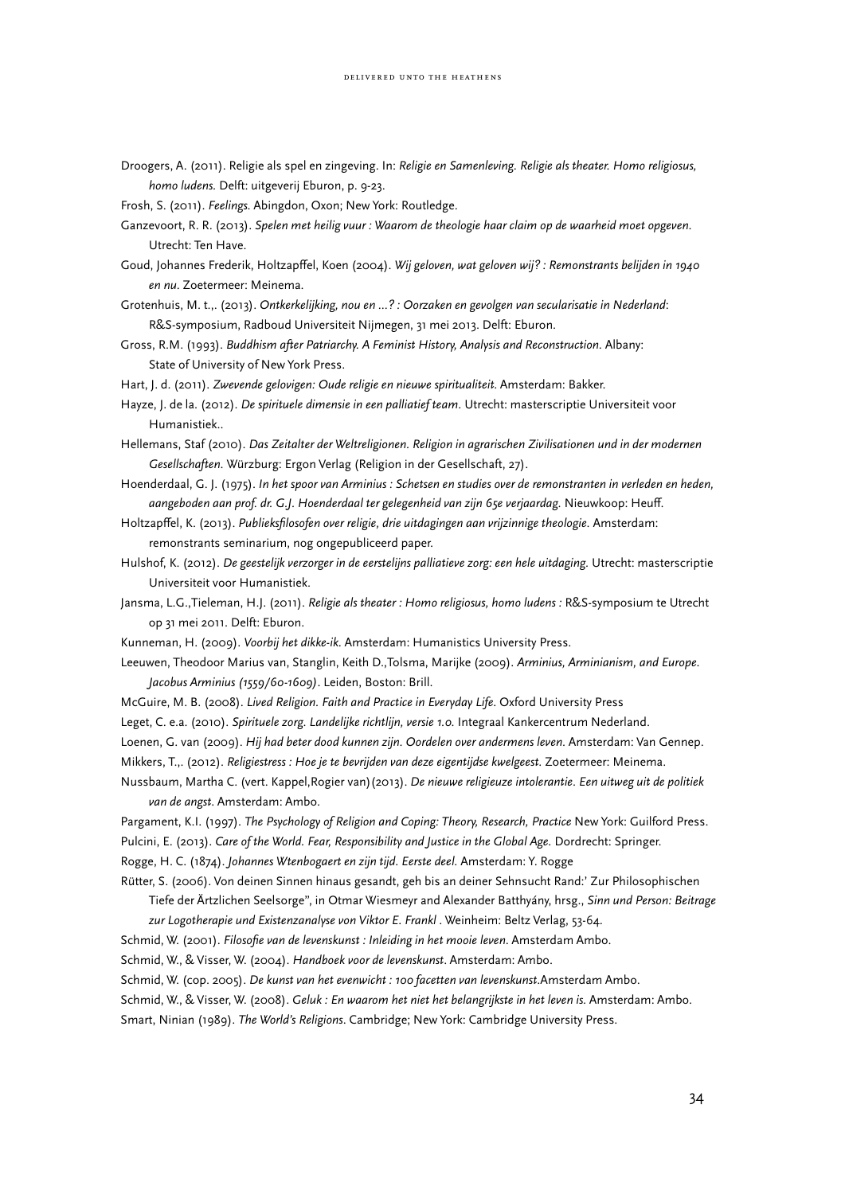Droogers, A. (2011). Religie als spel en zingeving. In: *Religie en Samenleving. Religie als theater. Homo religiosus, homo ludens.* Delft: uitgeverij Eburon, p. 9-23.

Frosh, S. (2011). *Feelings.* Abingdon, Oxon; New York: Routledge.

Ganzevoort, R. R. (2013). *Spelen met heilig vuur : Waarom de theologie haar claim op de waarheid moet opgeven.* Utrecht: Ten Have.

Goud, Johannes Frederik, Holtzapffel, Koen (2004). *Wij geloven, wat geloven wij? : Remonstrants belijden in 1940 en nu*. Zoetermeer: Meinema.

Grotenhuis, M. t.,. (2013). *Ontkerkelijking, nou en ...? : Oorzaken en gevolgen van secularisatie in Nederland*: R&S-symposium, Radboud Universiteit Nijmegen, 31 mei 2013. Delft: Eburon.

Gross, R.M. (1993). *Buddhism after Patriarchy. A Feminist History, Analysis and Reconstruction*. Albany: State of University of New York Press.

Hart, J. d. (2011). *Zwevende gelovigen: Oude religie en nieuwe spiritualiteit.* Amsterdam: Bakker.

Hayze, J. de la. (2012). *De spirituele dimensie in een palliatief team*. Utrecht: masterscriptie Universiteit voor Humanistiek..

Hellemans, Staf (2010). *Das Zeitalter der Weltreligionen. Religion in agrarischen Zivilisationen und in der modernen Gesellschaften*. Würzburg: Ergon Verlag (Religion in der Gesellschaft, 27).

Hoenderdaal, G. J. (1975). *In het spoor van Arminius : Schetsen en studies over de remonstranten in verleden en heden, aangeboden aan prof. dr. G.J. Hoenderdaal ter gelegenheid van zijn 65e verjaardag.* Nieuwkoop: Heuff.

Holtzapffel, K. (2013). *Publieksfilosofen over religie, drie uitdagingen aan vrijzinnige theologie.* Amsterdam: remonstrants seminarium, nog ongepubliceerd paper.

Hulshof, K. (2012). *De geestelijk verzorger in de eerstelijns palliatieve zorg: een hele uitdaging.* Utrecht: masterscriptie Universiteit voor Humanistiek.

Jansma, L.G.,Tieleman, H.J. (2011). *Religie als theater : Homo religiosus, homo ludens :* R&S-symposium te Utrecht op 31 mei 2011. Delft: Eburon.

Kunneman, H. (2009). *Voorbij het dikke-ik.* Amsterdam: Humanistics University Press.

Leeuwen, Theodoor Marius van, Stanglin, Keith D.,Tolsma, Marijke (2009). *Arminius, Arminianism, and Europe. Jacobus Arminius (1559/60-1609)*. Leiden, Boston: Brill.

McGuire, M. B. (2008). *Lived Religion. Faith and Practice in Everyday Life.* Oxford University Press

Leget, C. e.a. (2010). *Spirituele zorg. Landelijke richtlijn, versie 1.0.* Integraal Kankercentrum Nederland.

Loenen, G. van (2009). *Hij had beter dood kunnen zijn. Oordelen over andermens leven.* Amsterdam: Van Gennep.

Mikkers, T.,. (2012). *Religiestress : Hoe je te bevrijden van deze eigentijdse kwelgeest.* Zoetermeer: Meinema.

Nussbaum, Martha C. (vert. Kappel,Rogier van) (2013). *De nieuwe religieuze intolerantie. Een uitweg uit de politiek van de angst*. Amsterdam: Ambo.

Pargament, K.I. (1997). *The Psychology of Religion and Coping: Theory, Research, Practice* New York: Guilford Press.

Pulcini, E. (2013). *Care of the World. Fear, Responsibility and Justice in the Global Age.* Dordrecht: Springer.

Rogge, H. C. (1874). *Johannes Wtenbogaert en zijn tijd. Eerste deel.* Amsterdam: Y. Rogge

Rütter, S. (2006). Von deinen Sinnen hinaus gesandt, geh bis an deiner Sehnsucht Rand:' Zur Philosophischen Tiefe der Ärztlichen Seelsorge", in Otmar Wiesmeyr and Alexander Batthyány, hrsg., *Sinn und Person: Beitrage zur Logotherapie und Existenzanalyse von Viktor E. Frankl* . Weinheim: Beltz Verlag, 53-64.

Schmid, W. (2001). *Filosofie van de levenskunst : Inleiding in het mooie leven*. Amsterdam Ambo.

Schmid, W., & Visser, W. (2004). *Handboek voor de levenskunst*. Amsterdam: Ambo.

Schmid, W. (cop. 2005). *De kunst van het evenwicht : 100 facetten van levenskunst.*Amsterdam Ambo.

Schmid, W., & Visser, W. (2008). *Geluk : En waarom het niet het belangrijkste in het leven is.* Amsterdam: Ambo.

Smart, Ninian (1989). *The World's Religions*. Cambridge; New York: Cambridge University Press.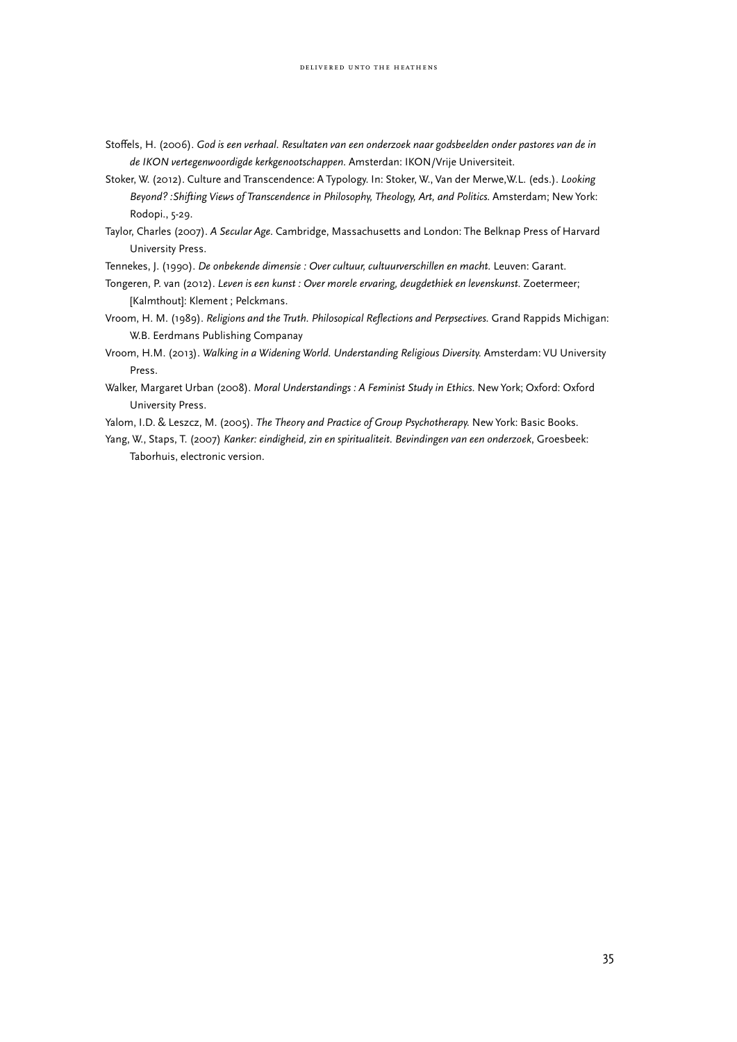Stoffels, H. (2006). *God is een verhaal. Resultaten van een onderzoek naar godsbeelden onder pastores van de in de IKON vertegenwoordigde kerkgenootschappen.* Amsterdan: IKON/Vrije Universiteit.

Stoker, W. (2012). Culture and Transcendence: A Typology. In: Stoker, W., Van der Merwe,W.L. (eds.). *Looking Beyond? :Shifting Views of Transcendence in Philosophy, Theology, Art, and Politics.* Amsterdam; New York: Rodopi., 5-29.

Taylor, Charles (2007). *A Secular Age.* Cambridge, Massachusetts and London: The Belknap Press of Harvard University Press.

Tennekes, J. (1990). *De onbekende dimensie : Over cultuur, cultuurverschillen en macht.* Leuven: Garant.

Tongeren, P. van (2012). *Leven is een kunst : Over morele ervaring, deugdethiek en levenskunst.* Zoetermeer; [Kalmthout]: Klement ; Pelckmans.

Vroom, H. M. (1989). *Religions and the Truth. Philosopical Reflections and Perpsectives.* Grand Rappids Michigan: W.B. Eerdmans Publishing Companay

Vroom, H.M. (2013). *Walking in a Widening World. Understanding Religious Diversity.* Amsterdam: VU University Press.

Walker, Margaret Urban (2008). *Moral Understandings : A Feminist Study in Ethics.* New York; Oxford: Oxford University Press.

Yalom, I.D. & Leszcz, M. (2005). *The Theory and Practice of Group Psychotherapy.* New York: Basic Books.

Yang, W., Staps, T. (2007) *Kanker: eindigheid, zin en spiritualiteit. Bevindingen van een onderzoek*, Groesbeek: Taborhuis, electronic version.